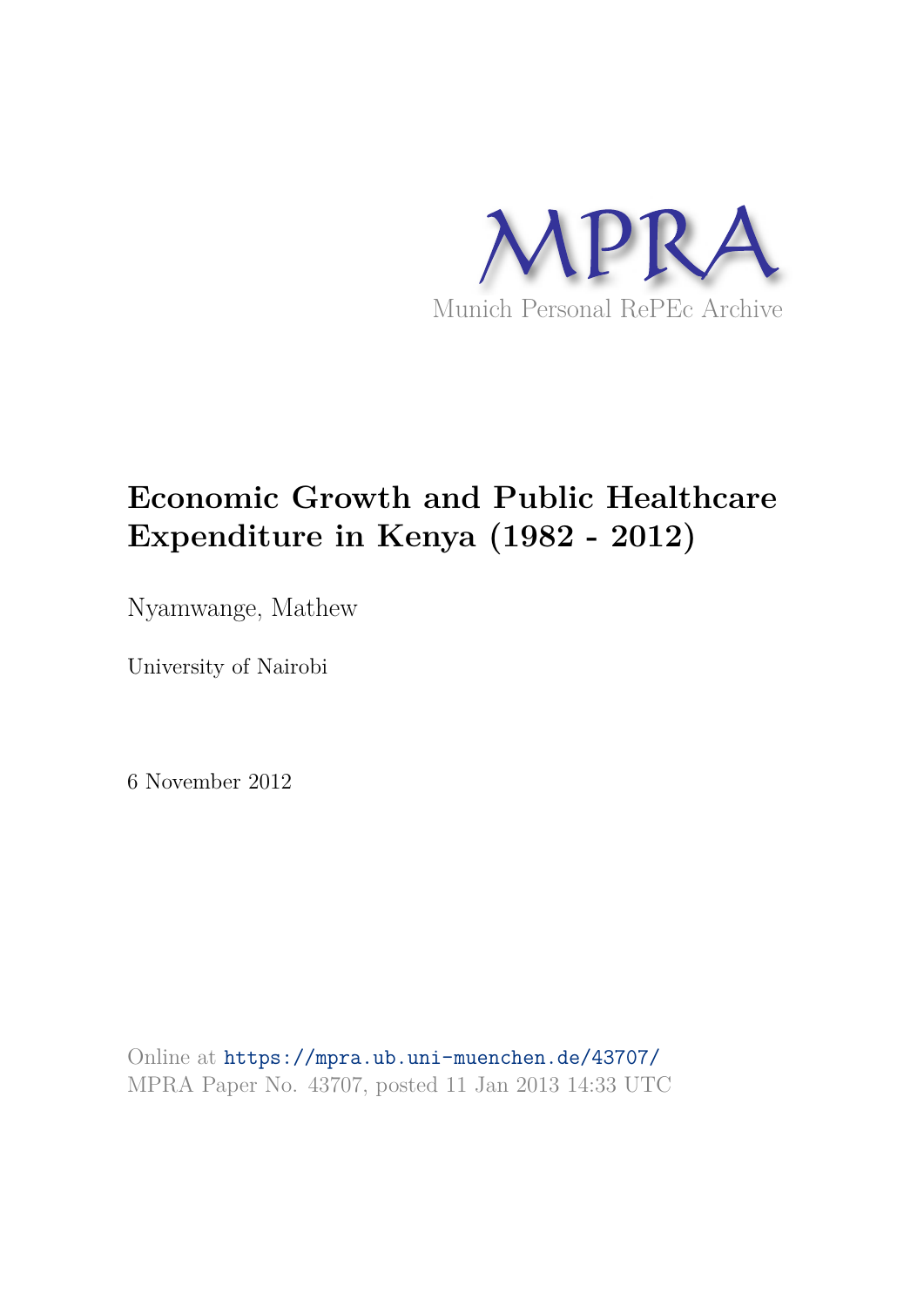MPRA

Munich Personal RePEc Archive

# Economic Growth and Public Healthcare Expenditure in Kenya (1982 - 2012)

Nyamwange, Mathew

University of Nairobi

6 November 2012

Online at https://mpra.ub.uni-muenchen.de/43707/
MPRA Paper No. 43707, posted 11 Jan 2013 14:33 UTC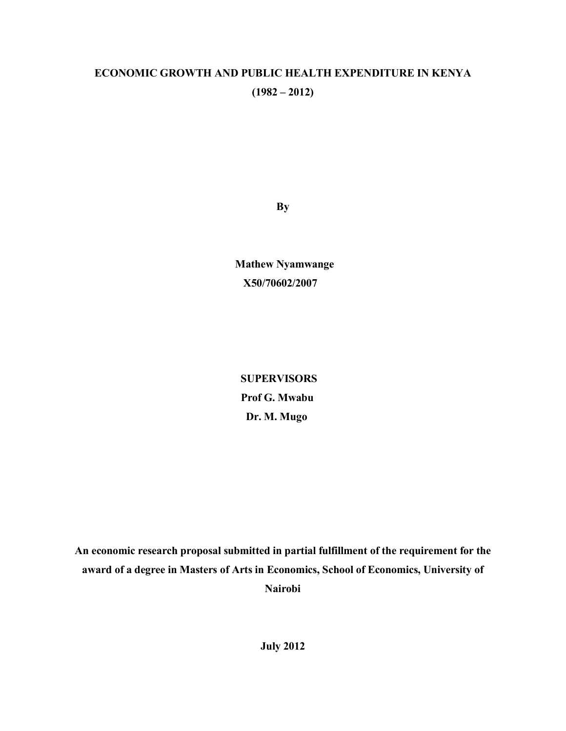# ECONOMIC GROWTH AND PUBLIC HEALTH EXPENDITURE IN KENYA (1982 – 2012)

**By**

**Mathew Nyamwange**
**X50/70602/2007**

**SUPERVISORS**
**Prof G. Mwabu**
**Dr. M. Mugo**

**An economic research proposal submitted in partial fulfillment of the requirement for the award of a degree in Masters of Arts in Economics, School of Economics, University of Nairobi**

**July 2012**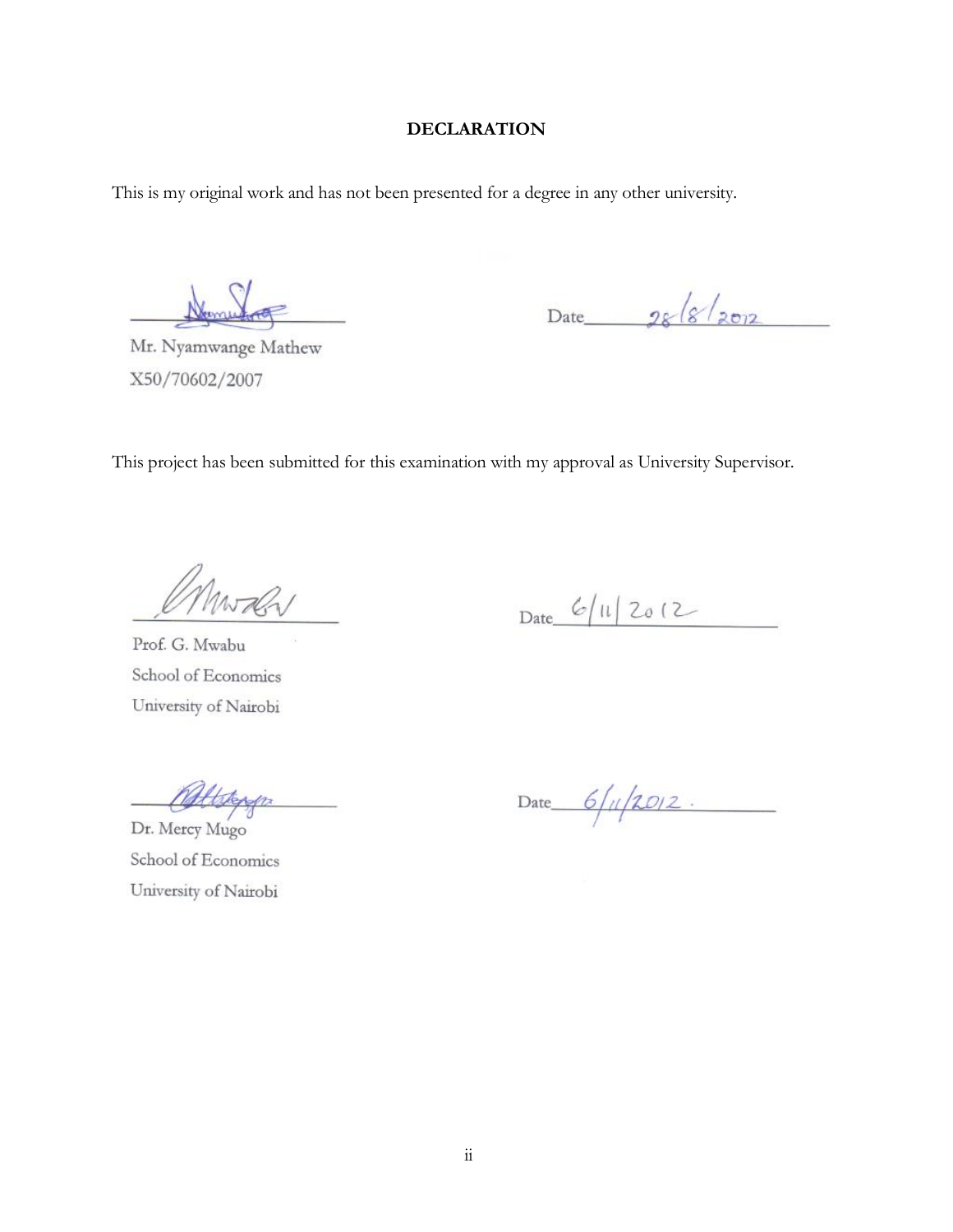## DECLARATION

This is my original work and has not been presented for a degree in any other university.

Mr. Nyamwange Mathew  
X50/70602/2007

Date 28/8/2012

This project has been submitted for this examination with my approval as University Supervisor.

Prof. G. Mwabu  
School of Economics  
University of Nairobi

Date 6/11/2012

Dr. Mercy Mugo  
School of Economics  
University of Nairobi

Date 6/11/2012.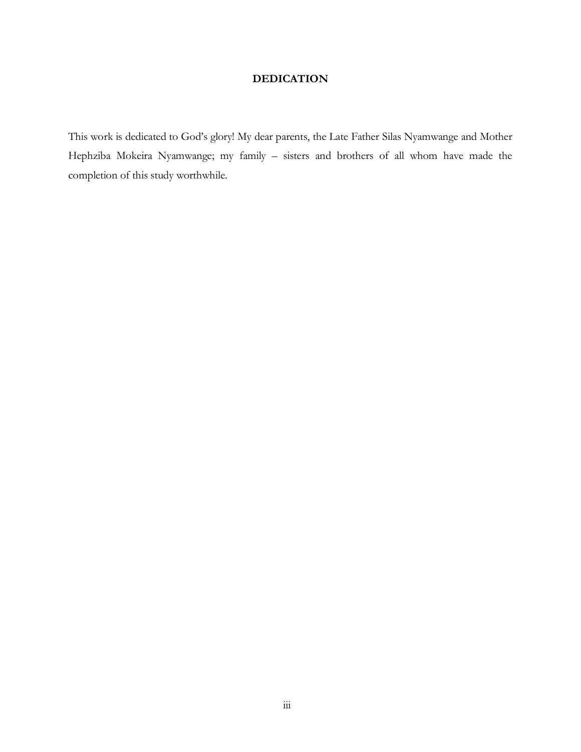## DEDICATION

This work is dedicated to God's glory! My dear parents, the Late Father Silas Nyamwange and Mother Hephziba Mokeira Nyamwange; my family – sisters and brothers of all whom have made the completion of this study worthwhile.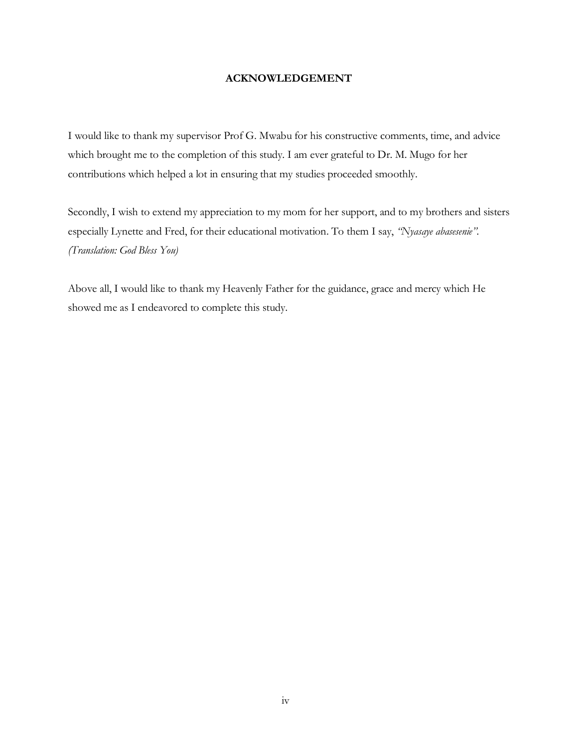# ACKNOWLEDGEMENT

I would like to thank my supervisor Prof G. Mwabu for his constructive comments, time, and advice which brought me to the completion of this study. I am ever grateful to Dr. M. Mugo for her contributions which helped a lot in ensuring that my studies proceeded smoothly.

Secondly, I wish to extend my appreciation to my mom for her support, and to my brothers and sisters especially Lynette and Fred, for their educational motivation. To them I say, *"Nyasaye abasesenie"*. *(Translation: God Bless You)*

Above all, I would like to thank my Heavenly Father for the guidance, grace and mercy which He showed me as I endeavored to complete this study.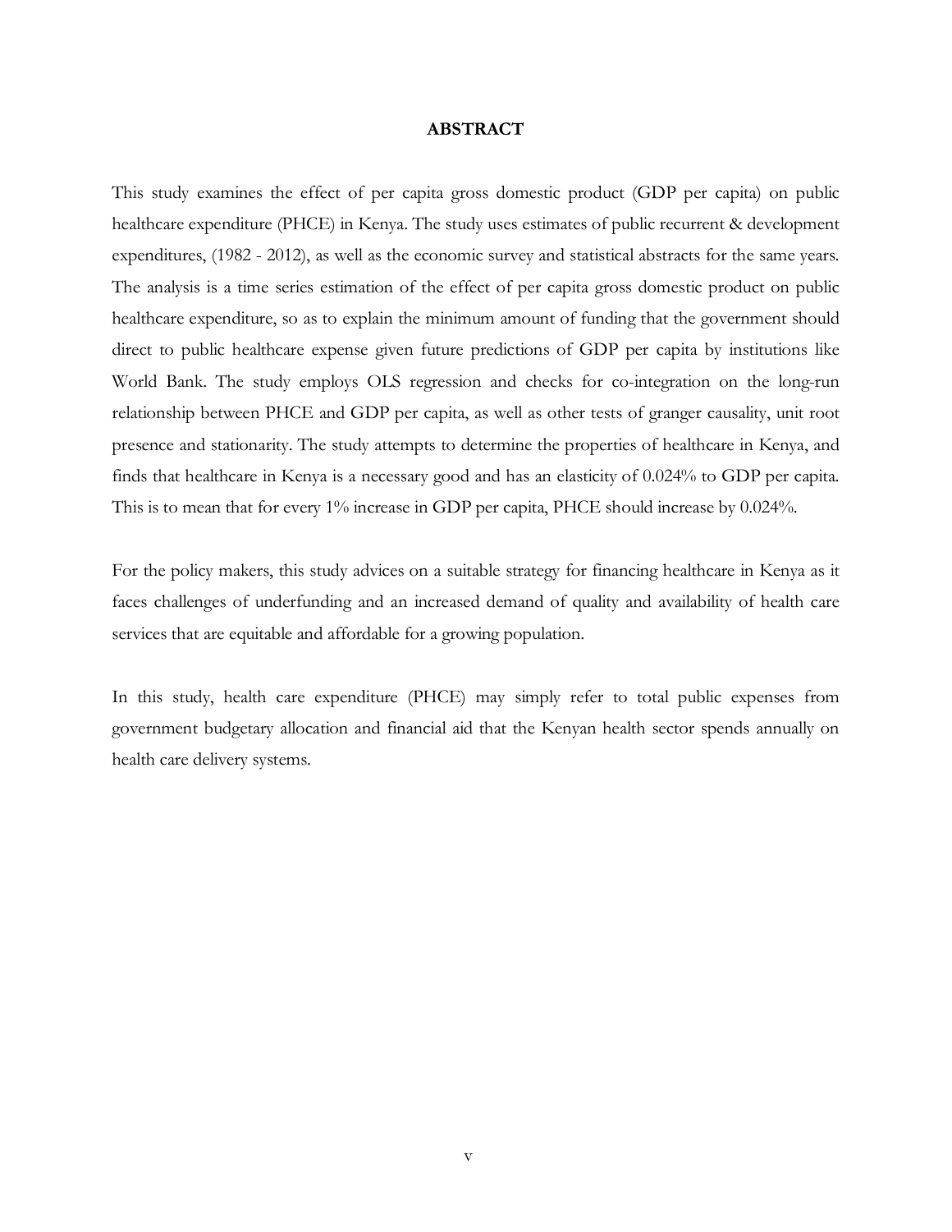# ABSTRACT

This study examines the effect of per capita gross domestic product (GDP per capita) on public healthcare expenditure (PHCE) in Kenya. The study uses estimates of public recurrent & development expenditures, (1982 - 2012), as well as the economic survey and statistical abstracts for the same years. The analysis is a time series estimation of the effect of per capita gross domestic product on public healthcare expenditure, so as to explain the minimum amount of funding that the government should direct to public healthcare expense given future predictions of GDP per capita by institutions like World Bank. The study employs OLS regression and checks for co-integration on the long-run relationship between PHCE and GDP per capita, as well as other tests of granger causality, unit root presence and stationarity. The study attempts to determine the properties of healthcare in Kenya, and finds that healthcare in Kenya is a necessary good and has an elasticity of 0.024% to GDP per capita. This is to mean that for every 1% increase in GDP per capita, PHCE should increase by 0.024%.

For the policy makers, this study advices on a suitable strategy for financing healthcare in Kenya as it faces challenges of underfunding and an increased demand of quality and availability of health care services that are equitable and affordable for a growing population.

In this study, health care expenditure (PHCE) may simply refer to total public expenses from government budgetary allocation and financial aid that the Kenyan health sector spends annually on health care delivery systems.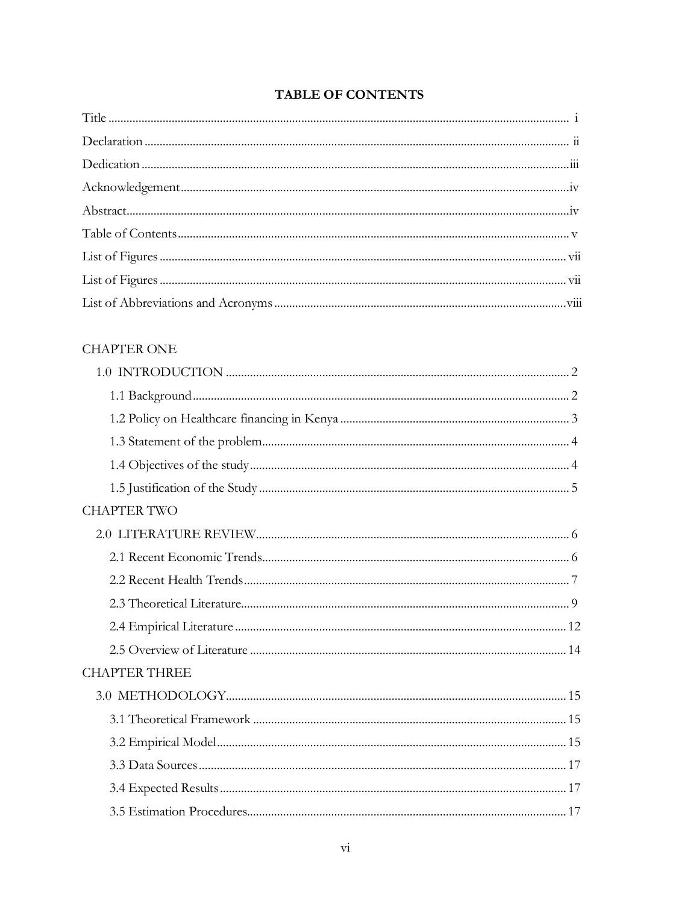# TABLE OF CONTENTS

Title ........................................................................................................................................ i

Declaration ............................................................................................................................ ii

Dedication .............................................................................................................................iii

Acknowledgement..................................................................................................................iv

Abstract..................................................................................................................................iv

Table of Contents .................................................................................................................. v

List of Figures ...................................................................................................................... vii

List of Figures ...................................................................................................................... vii

List of Abbreviations and Acronyms ....................................................................................viii

CHAPTER ONE

- 1.0 INTRODUCTION ................................................................................................. 2
  - 1.1 Background ........................................................................................................... 2
  - 1.2 Policy on Healthcare financing in Kenya ............................................................... 3
  - 1.3 Statement of the problem ...................................................................................... 4
  - 1.4 Objectives of the study .......................................................................................... 4
  - 1.5 Justification of the Study ....................................................................................... 5

CHAPTER TWO

- 2.0 LITERATURE REVIEW ....................................................................................... 6
  - 2.1 Recent Economic Trends ........................................................................................ 6
  - 2.2 Recent Health Trends ............................................................................................. 7
  - 2.3 Theoretical Literature ............................................................................................. 9
  - 2.4 Empirical Literature ............................................................................................... 12
  - 2.5 Overview of Literature ........................................................................................... 14

CHAPTER THREE

- 3.0 METHODOLOGY .................................................................................................. 15
  - 3.1 Theoretical Framework .......................................................................................... 15
  - 3.2 Empirical Model ..................................................................................................... 15
  - 3.3 Data Sources .......................................................................................................... 17
  - 3.4 Expected Results .................................................................................................... 17
  - 3.5 Estimation Procedures ............................................................................................ 17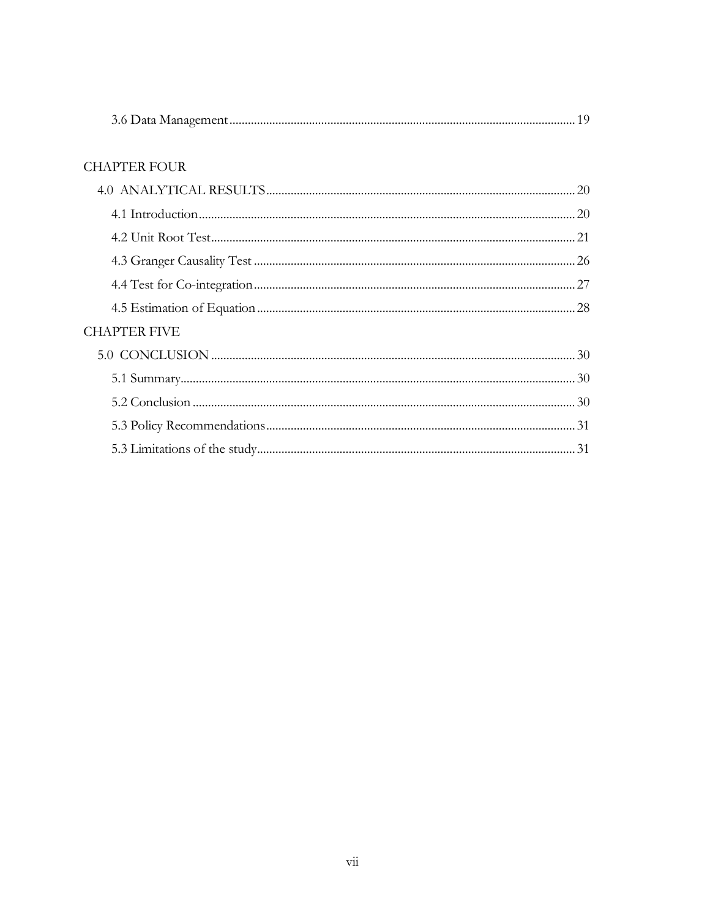3.6 Data Management ........................................................................................................ 19

CHAPTER FOUR

4.0 ANALYTICAL RESULTS ........................................................................................ 20

4.1 Introduction ........................................................................................................ 20

4.2 Unit Root Test ..................................................................................................... 21

4.3 Granger Causality Test ....................................................................................... 26

4.4 Test for Co-integration ....................................................................................... 27

4.5 Estimation of Equation ....................................................................................... 28

CHAPTER FIVE

5.0 CONCLUSION ....................................................................................................... 30

5.1 Summary ............................................................................................................. 30

5.2 Conclusion .......................................................................................................... 30

5.3 Policy Recommendations .................................................................................... 31

5.3 Limitations of the study ...................................................................................... 31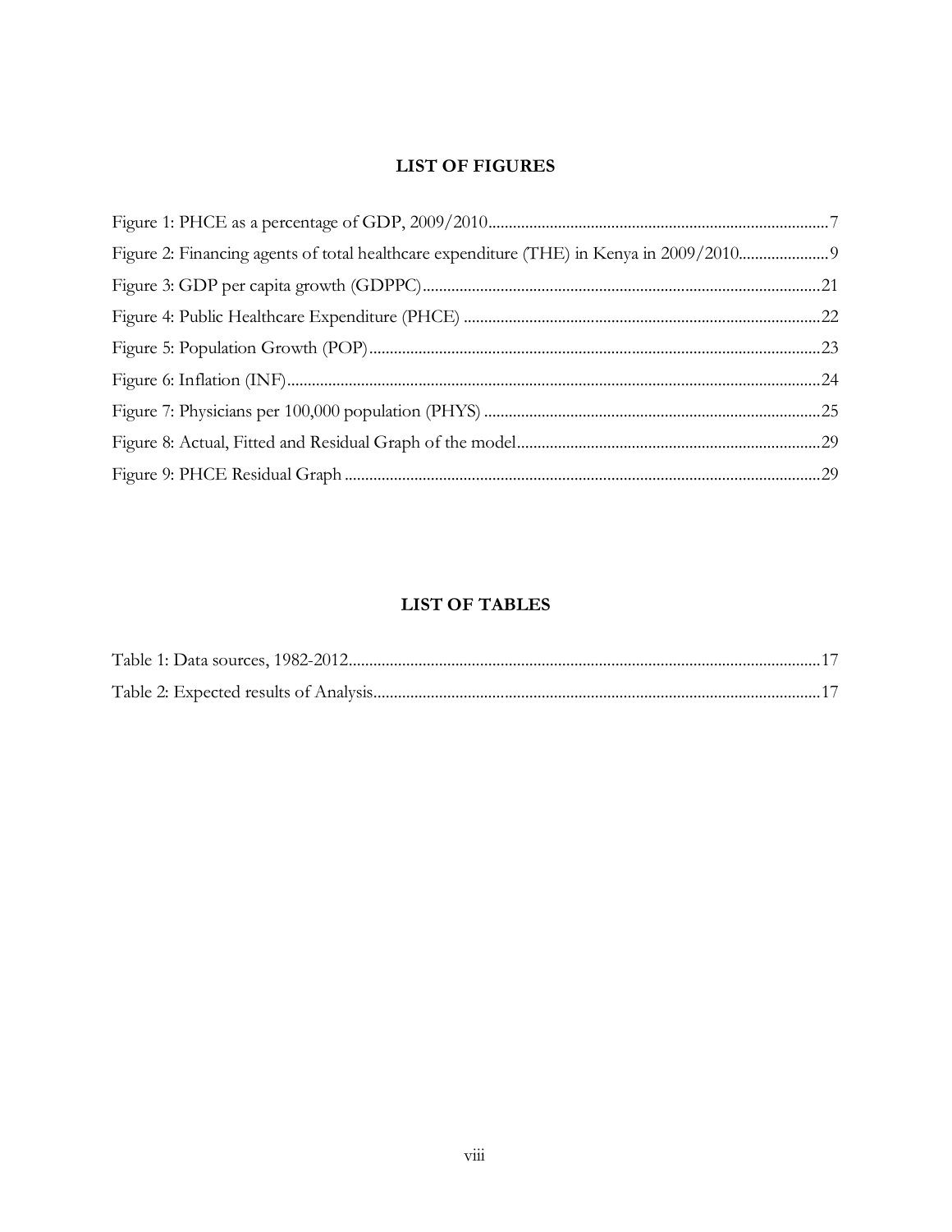## LIST OF FIGURES

Figure 1: PHCE as a percentage of GDP, 2009/2010....................................................................................7

Figure 2: Financing agents of total healthcare expenditure (THE) in Kenya in 2009/2010......................9

Figure 3: GDP per capita growth (GDPPC)................................................................................................21

Figure 4: Public Healthcare Expenditure (PHCE) ......................................................................................22

Figure 5: Population Growth (POP)............................................................................................................23

Figure 6: Inflation (INF)................................................................................................................................24

Figure 7: Physicians per 100,000 population (PHYS) ................................................................................25

Figure 8: Actual, Fitted and Residual Graph of the model..........................................................................29

Figure 9: PHCE Residual Graph ..................................................................................................................29

## LIST OF TABLES

Table 1: Data sources, 1982-2012.................................................................................................................17

Table 2: Expected results of Analysis...........................................................................................................17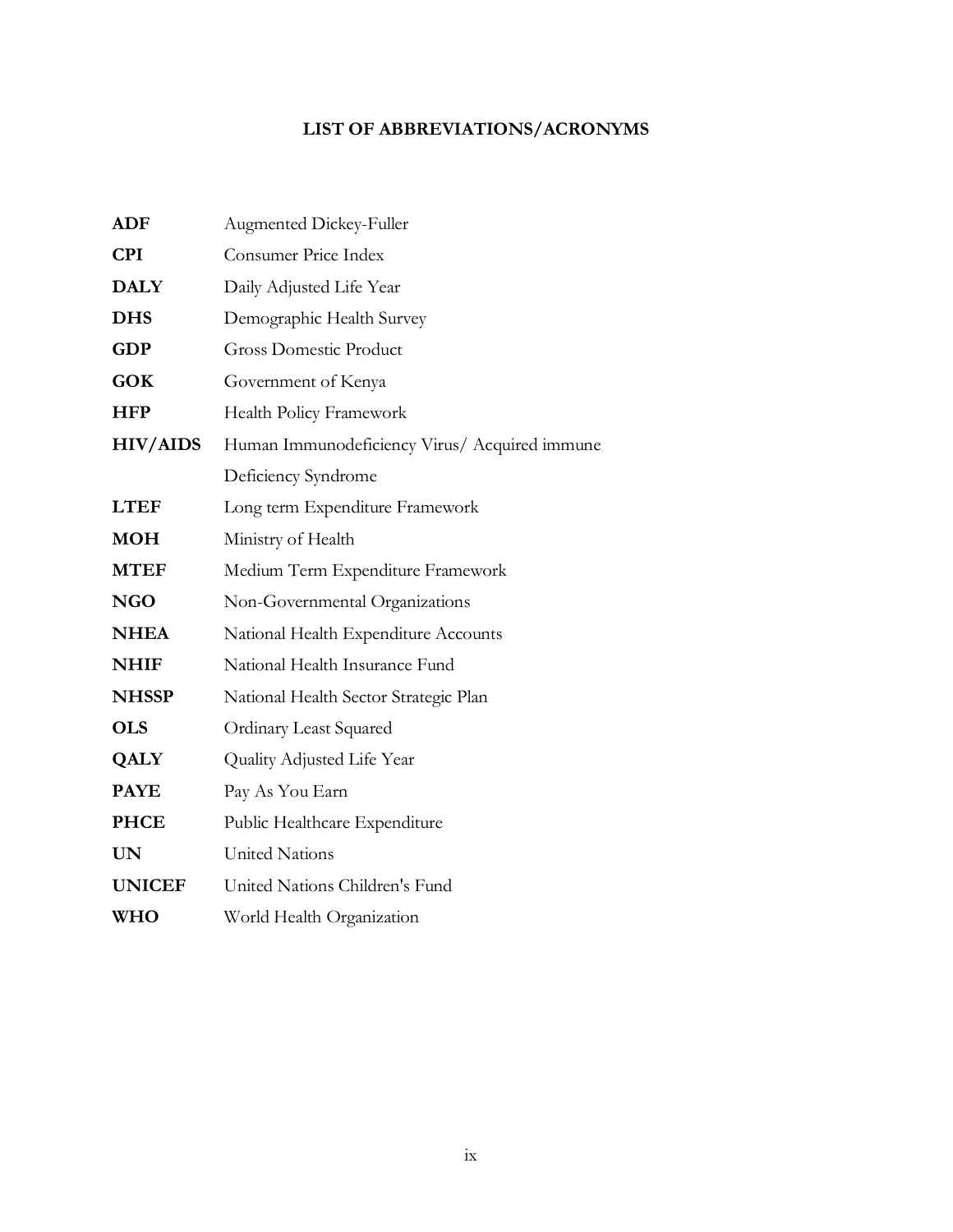# LIST OF ABBREVIATIONS/ACRONYMS

| | |
|---|---|
| **ADF** | Augmented Dickey-Fuller |
| **CPI** | Consumer Price Index |
| **DALY** | Daily Adjusted Life Year |
| **DHS** | Demographic Health Survey |
| **GDP** | Gross Domestic Product |
| **GOK** | Government of Kenya |
| **HFP** | Health Policy Framework |
| **HIV/AIDS** | Human Immunodeficiency Virus/ Acquired immune Deficiency Syndrome |
| **LTEF** | Long term Expenditure Framework |
| **MOH** | Ministry of Health |
| **MTEF** | Medium Term Expenditure Framework |
| **NGO** | Non-Governmental Organizations |
| **NHEA** | National Health Expenditure Accounts |
| **NHIF** | National Health Insurance Fund |
| **NHSSP** | National Health Sector Strategic Plan |
| **OLS** | Ordinary Least Squared |
| **QALY** | Quality Adjusted Life Year |
| **PAYE** | Pay As You Earn |
| **PHCE** | Public Healthcare Expenditure |
| **UN** | United Nations |
| **UNICEF** | United Nations Children's Fund |
| **WHO** | World Health Organization |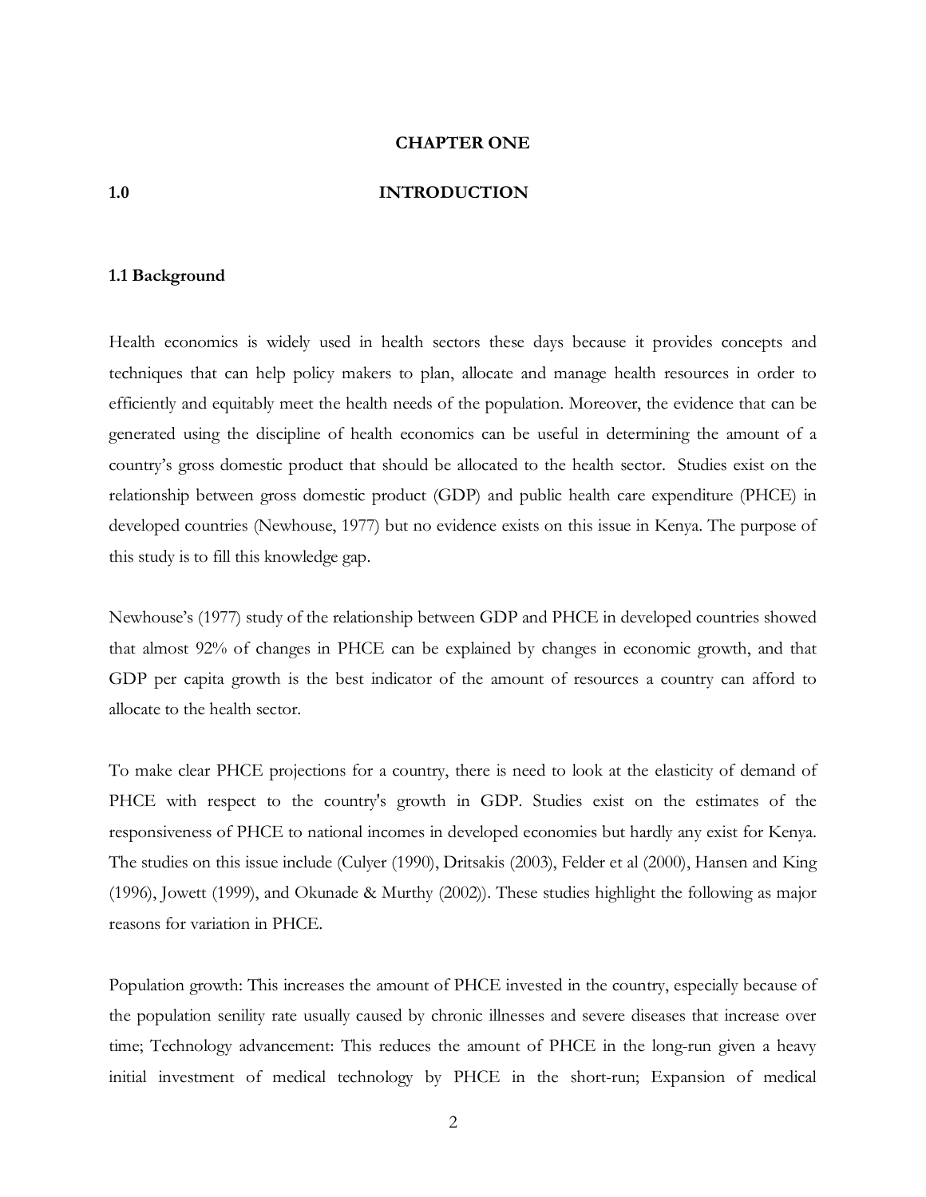# CHAPTER ONE

## 1.0 INTRODUCTION

### 1.1 Background

Health economics is widely used in health sectors these days because it provides concepts and techniques that can help policy makers to plan, allocate and manage health resources in order to efficiently and equitably meet the health needs of the population. Moreover, the evidence that can be generated using the discipline of health economics can be useful in determining the amount of a country's gross domestic product that should be allocated to the health sector. Studies exist on the relationship between gross domestic product (GDP) and public health care expenditure (PHCE) in developed countries (Newhouse, 1977) but no evidence exists on this issue in Kenya. The purpose of this study is to fill this knowledge gap.

Newhouse's (1977) study of the relationship between GDP and PHCE in developed countries showed that almost 92% of changes in PHCE can be explained by changes in economic growth, and that GDP per capita growth is the best indicator of the amount of resources a country can afford to allocate to the health sector.

To make clear PHCE projections for a country, there is need to look at the elasticity of demand of PHCE with respect to the country's growth in GDP. Studies exist on the estimates of the responsiveness of PHCE to national incomes in developed economies but hardly any exist for Kenya. The studies on this issue include (Culyer (1990), Dritsakis (2003), Felder et al (2000), Hansen and King (1996), Jowett (1999), and Okunade & Murthy (2002)). These studies highlight the following as major reasons for variation in PHCE.

Population growth: This increases the amount of PHCE invested in the country, especially because of the population senility rate usually caused by chronic illnesses and severe diseases that increase over time; Technology advancement: This reduces the amount of PHCE in the long-run given a heavy initial investment of medical technology by PHCE in the short-run; Expansion of medical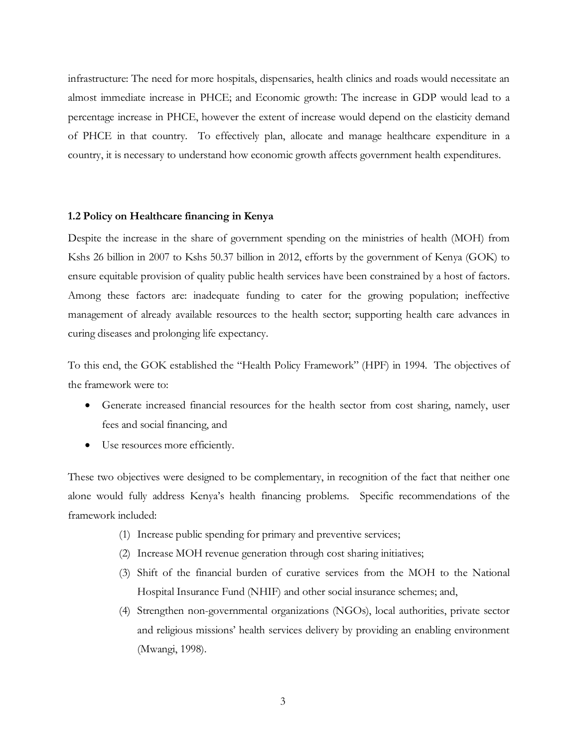infrastructure: The need for more hospitals, dispensaries, health clinics and roads would necessitate an almost immediate increase in PHCE; and Economic growth: The increase in GDP would lead to a percentage increase in PHCE, however the extent of increase would depend on the elasticity demand of PHCE in that country. To effectively plan, allocate and manage healthcare expenditure in a country, it is necessary to understand how economic growth affects government health expenditures.

## 1.2 Policy on Healthcare financing in Kenya

Despite the increase in the share of government spending on the ministries of health (MOH) from Kshs 26 billion in 2007 to Kshs 50.37 billion in 2012, efforts by the government of Kenya (GOK) to ensure equitable provision of quality public health services have been constrained by a host of factors. Among these factors are: inadequate funding to cater for the growing population; ineffective management of already available resources to the health sector; supporting health care advances in curing diseases and prolonging life expectancy.

To this end, the GOK established the "Health Policy Framework" (HPF) in 1994. The objectives of the framework were to:

- Generate increased financial resources for the health sector from cost sharing, namely, user fees and social financing, and
- Use resources more efficiently.

These two objectives were designed to be complementary, in recognition of the fact that neither one alone would fully address Kenya's health financing problems. Specific recommendations of the framework included:

(1) Increase public spending for primary and preventive services;
(2) Increase MOH revenue generation through cost sharing initiatives;
(3) Shift of the financial burden of curative services from the MOH to the National Hospital Insurance Fund (NHIF) and other social insurance schemes; and,
(4) Strengthen non-governmental organizations (NGOs), local authorities, private sector and religious missions' health services delivery by providing an enabling environment (Mwangi, 1998).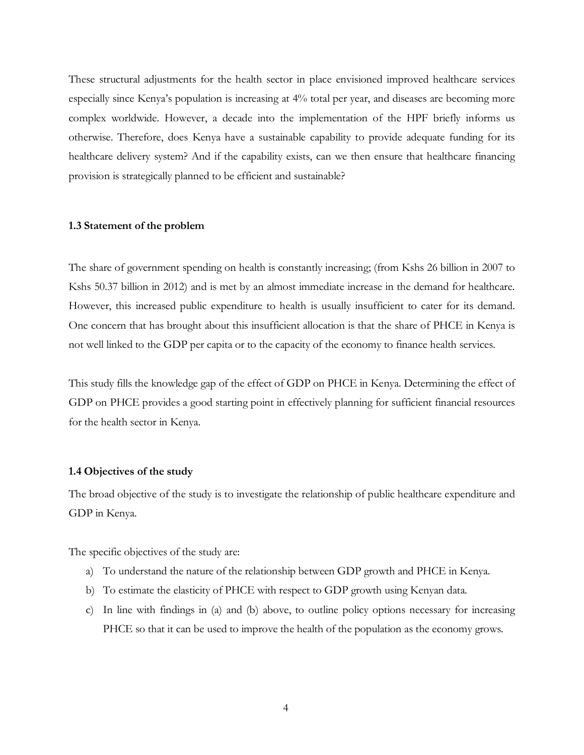These structural adjustments for the health sector in place envisioned improved healthcare services especially since Kenya's population is increasing at 4% total per year, and diseases are becoming more complex worldwide. However, a decade into the implementation of the HPF briefly informs us otherwise. Therefore, does Kenya have a sustainable capability to provide adequate funding for its healthcare delivery system? And if the capability exists, can we then ensure that healthcare financing provision is strategically planned to be efficient and sustainable?

### 1.3 Statement of the problem

The share of government spending on health is constantly increasing; (from Kshs 26 billion in 2007 to Kshs 50.37 billion in 2012) and is met by an almost immediate increase in the demand for healthcare. However, this increased public expenditure to health is usually insufficient to cater for its demand. One concern that has brought about this insufficient allocation is that the share of PHCE in Kenya is not well linked to the GDP per capita or to the capacity of the economy to finance health services.

This study fills the knowledge gap of the effect of GDP on PHCE in Kenya. Determining the effect of GDP on PHCE provides a good starting point in effectively planning for sufficient financial resources for the health sector in Kenya.

### 1.4 Objectives of the study

The broad objective of the study is to investigate the relationship of public healthcare expenditure and GDP in Kenya.

The specific objectives of the study are:

a) To understand the nature of the relationship between GDP growth and PHCE in Kenya.
b) To estimate the elasticity of PHCE with respect to GDP growth using Kenyan data.
c) In line with findings in (a) and (b) above, to outline policy options necessary for increasing PHCE so that it can be used to improve the health of the population as the economy grows.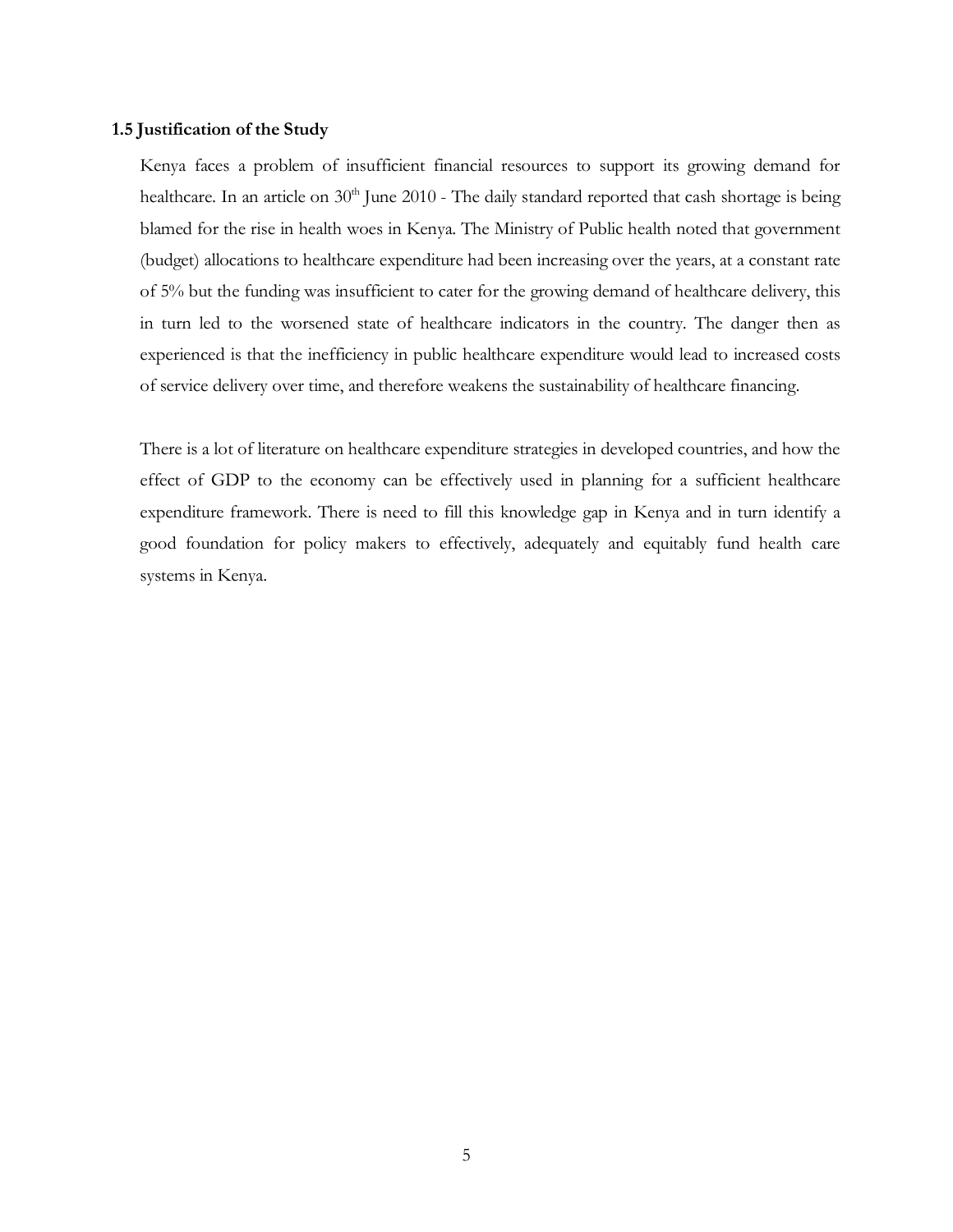## 1.5 Justification of the Study

Kenya faces a problem of insufficient financial resources to support its growing demand for healthcare. In an article on 30th June 2010 - The daily standard reported that cash shortage is being blamed for the rise in health woes in Kenya. The Ministry of Public health noted that government (budget) allocations to healthcare expenditure had been increasing over the years, at a constant rate of 5% but the funding was insufficient to cater for the growing demand of healthcare delivery, this in turn led to the worsened state of healthcare indicators in the country. The danger then as experienced is that the inefficiency in public healthcare expenditure would lead to increased costs of service delivery over time, and therefore weakens the sustainability of healthcare financing.

There is a lot of literature on healthcare expenditure strategies in developed countries, and how the effect of GDP to the economy can be effectively used in planning for a sufficient healthcare expenditure framework. There is need to fill this knowledge gap in Kenya and in turn identify a good foundation for policy makers to effectively, adequately and equitably fund health care systems in Kenya.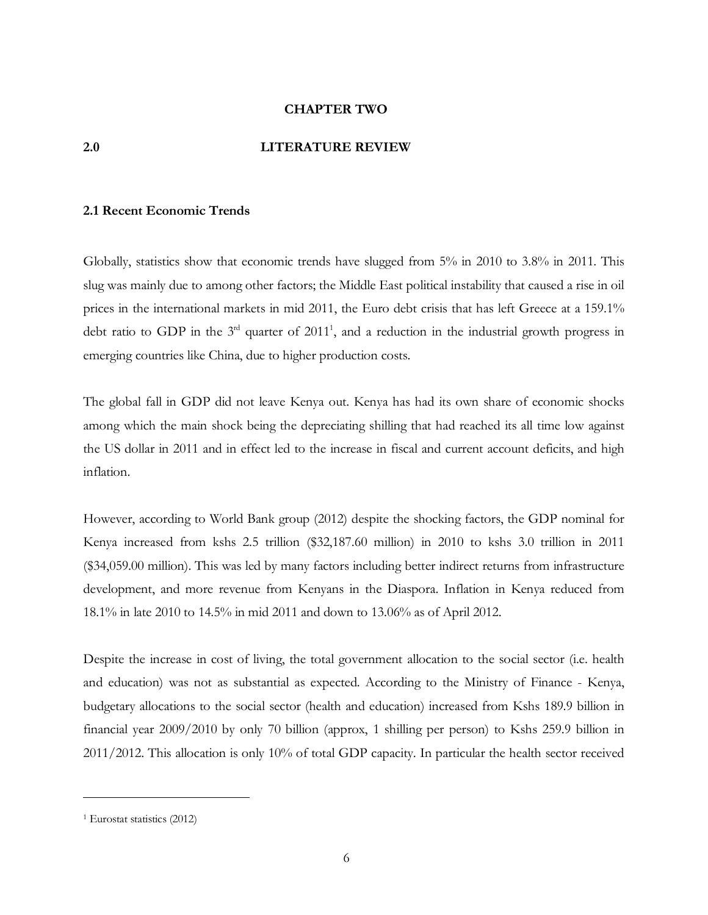# CHAPTER TWO

# 2.0 LITERATURE REVIEW

## 2.1 Recent Economic Trends

Globally, statistics show that economic trends have slugged from 5% in 2010 to 3.8% in 2011. This slug was mainly due to among other factors; the Middle East political instability that caused a rise in oil prices in the international markets in mid 2011, the Euro debt crisis that has left Greece at a 159.1% debt ratio to GDP in the 3rd quarter of 2011[1], and a reduction in the industrial growth progress in emerging countries like China, due to higher production costs.

The global fall in GDP did not leave Kenya out. Kenya has had its own share of economic shocks among which the main shock being the depreciating shilling that had reached its all time low against the US dollar in 2011 and in effect led to the increase in fiscal and current account deficits, and high inflation.

However, according to World Bank group (2012) despite the shocking factors, the GDP nominal for Kenya increased from kshs 2.5 trillion ($32,187.60 million) in 2010 to kshs 3.0 trillion in 2011 ($34,059.00 million). This was led by many factors including better indirect returns from infrastructure development, and more revenue from Kenyans in the Diaspora. Inflation in Kenya reduced from 18.1% in late 2010 to 14.5% in mid 2011 and down to 13.06% as of April 2012.

Despite the increase in cost of living, the total government allocation to the social sector (i.e. health and education) was not as substantial as expected. According to the Ministry of Finance - Kenya, budgetary allocations to the social sector (health and education) increased from Kshs 189.9 billion in financial year 2009/2010 by only 70 billion (approx, 1 shilling per person) to Kshs 259.9 billion in 2011/2012. This allocation is only 10% of total GDP capacity. In particular the health sector received

[1] Eurostat statistics (2012)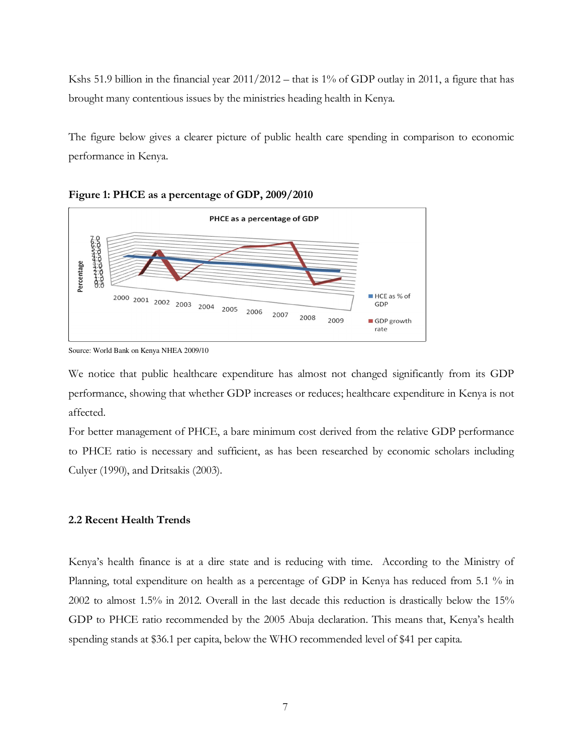Kshs 51.9 billion in the financial year 2011/2012 – that is 1% of GDP outlay in 2011, a figure that has brought many contentious issues by the ministries heading health in Kenya.

The figure below gives a clearer picture of public health care spending in comparison to economic performance in Kenya.

**Figure 1: PHCE as a percentage of GDP, 2009/2010**

Source: World Bank on Kenya NHEA 2009/10

We notice that public healthcare expenditure has almost not changed significantly from its GDP performance, showing that whether GDP increases or reduces; healthcare expenditure in Kenya is not affected.

For better management of PHCE, a bare minimum cost derived from the relative GDP performance to PHCE ratio is necessary and sufficient, as has been researched by economic scholars including Culyer (1990), and Dritsakis (2003).

### 2.2 Recent Health Trends

Kenya's health finance is at a dire state and is reducing with time. According to the Ministry of Planning, total expenditure on health as a percentage of GDP in Kenya has reduced from 5.1 % in 2002 to almost 1.5% in 2012. Overall in the last decade this reduction is drastically below the 15% GDP to PHCE ratio recommended by the 2005 Abuja declaration. This means that, Kenya's health spending stands at $36.1 per capita, below the WHO recommended level of $41 per capita.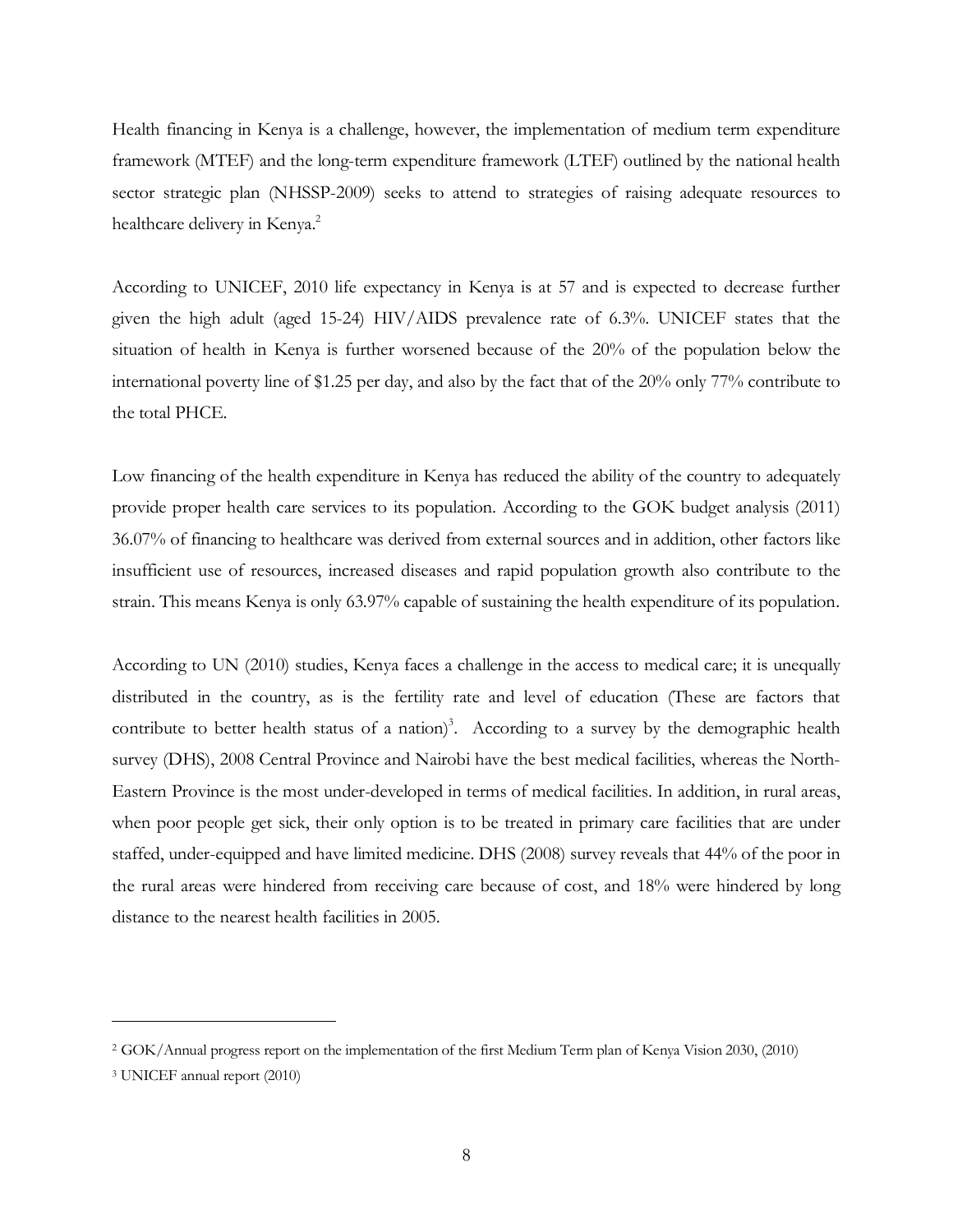Health financing in Kenya is a challenge, however, the implementation of medium term expenditure framework (MTEF) and the long-term expenditure framework (LTEF) outlined by the national health sector strategic plan (NHSSP-2009) seeks to attend to strategies of raising adequate resources to healthcare delivery in Kenya.[2]

According to UNICEF, 2010 life expectancy in Kenya is at 57 and is expected to decrease further given the high adult (aged 15-24) HIV/AIDS prevalence rate of 6.3%. UNICEF states that the situation of health in Kenya is further worsened because of the 20% of the population below the international poverty line of $1.25 per day, and also by the fact that of the 20% only 77% contribute to the total PHCE.

Low financing of the health expenditure in Kenya has reduced the ability of the country to adequately provide proper health care services to its population. According to the GOK budget analysis (2011) 36.07% of financing to healthcare was derived from external sources and in addition, other factors like insufficient use of resources, increased diseases and rapid population growth also contribute to the strain. This means Kenya is only 63.97% capable of sustaining the health expenditure of its population.

According to UN (2010) studies, Kenya faces a challenge in the access to medical care; it is unequally distributed in the country, as is the fertility rate and level of education (These are factors that contribute to better health status of a nation)[3]. According to a survey by the demographic health survey (DHS), 2008 Central Province and Nairobi have the best medical facilities, whereas the North-Eastern Province is the most under-developed in terms of medical facilities. In addition, in rural areas, when poor people get sick, their only option is to be treated in primary care facilities that are under staffed, under-equipped and have limited medicine. DHS (2008) survey reveals that 44% of the poor in the rural areas were hindered from receiving care because of cost, and 18% were hindered by long distance to the nearest health facilities in 2005.

---

[2] GOK/Annual progress report on the implementation of the first Medium Term plan of Kenya Vision 2030, (2010)

[3] UNICEF annual report (2010)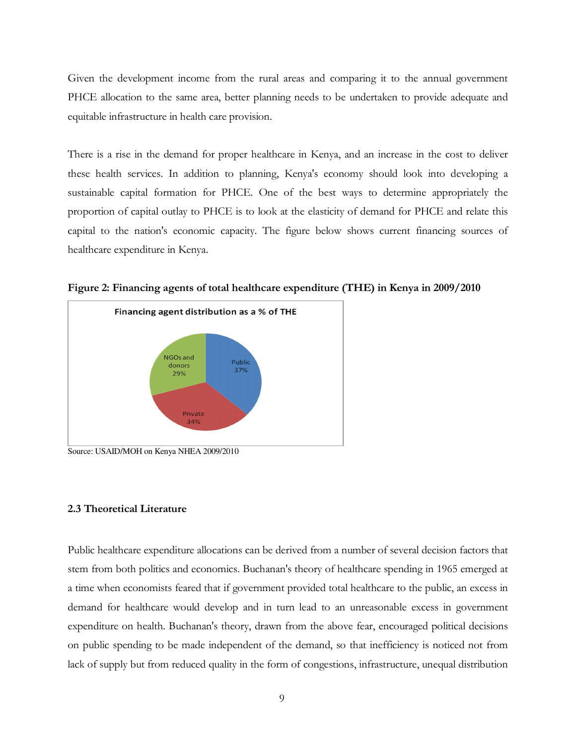Given the development income from the rural areas and comparing it to the annual government PHCE allocation to the same area, better planning needs to be undertaken to provide adequate and equitable infrastructure in health care provision.

There is a rise in the demand for proper healthcare in Kenya, and an increase in the cost to deliver these health services. In addition to planning, Kenya's economy should look into developing a sustainable capital formation for PHCE. One of the best ways to determine appropriately the proportion of capital outlay to PHCE is to look at the elasticity of demand for PHCE and relate this capital to the nation's economic capacity. The figure below shows current financing sources of healthcare expenditure in Kenya.

**Figure 2: Financing agents of total healthcare expenditure (THE) in Kenya in 2009/2010**

Financing agent distribution as a % of THE

- Public 37%
- Private 34%
- NGOs and donors 29%

Source: USAID/MOH on Kenya NHEA 2009/2010

### 2.3 Theoretical Literature

Public healthcare expenditure allocations can be derived from a number of several decision factors that stem from both politics and economics. Buchanan's theory of healthcare spending in 1965 emerged at a time when economists feared that if government provided total healthcare to the public, an excess in demand for healthcare would develop and in turn lead to an unreasonable excess in government expenditure on health. Buchanan's theory, drawn from the above fear, encouraged political decisions on public spending to be made independent of the demand, so that inefficiency is noticed not from lack of supply but from reduced quality in the form of congestions, infrastructure, unequal distribution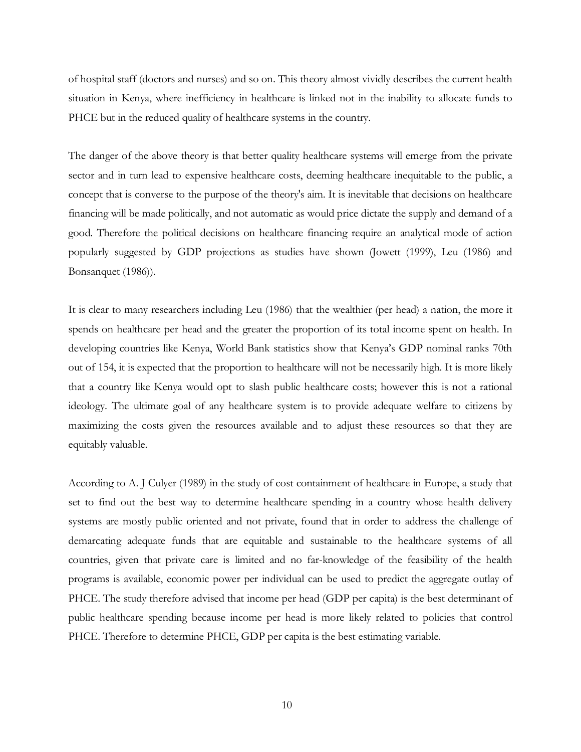of hospital staff (doctors and nurses) and so on. This theory almost vividly describes the current health situation in Kenya, where inefficiency in healthcare is linked not in the inability to allocate funds to PHCE but in the reduced quality of healthcare systems in the country.

The danger of the above theory is that better quality healthcare systems will emerge from the private sector and in turn lead to expensive healthcare costs, deeming healthcare inequitable to the public, a concept that is converse to the purpose of the theory's aim. It is inevitable that decisions on healthcare financing will be made politically, and not automatic as would price dictate the supply and demand of a good. Therefore the political decisions on healthcare financing require an analytical mode of action popularly suggested by GDP projections as studies have shown (Jowett (1999), Leu (1986) and Bonsanquet (1986)).

It is clear to many researchers including Leu (1986) that the wealthier (per head) a nation, the more it spends on healthcare per head and the greater the proportion of its total income spent on health. In developing countries like Kenya, World Bank statistics show that Kenya's GDP nominal ranks 70th out of 154, it is expected that the proportion to healthcare will not be necessarily high. It is more likely that a country like Kenya would opt to slash public healthcare costs; however this is not a rational ideology. The ultimate goal of any healthcare system is to provide adequate welfare to citizens by maximizing the costs given the resources available and to adjust these resources so that they are equitably valuable.

According to A. J Culyer (1989) in the study of cost containment of healthcare in Europe, a study that set to find out the best way to determine healthcare spending in a country whose health delivery systems are mostly public oriented and not private, found that in order to address the challenge of demarcating adequate funds that are equitable and sustainable to the healthcare systems of all countries, given that private care is limited and no far-knowledge of the feasibility of the health programs is available, economic power per individual can be used to predict the aggregate outlay of PHCE. The study therefore advised that income per head (GDP per capita) is the best determinant of public healthcare spending because income per head is more likely related to policies that control PHCE. Therefore to determine PHCE, GDP per capita is the best estimating variable.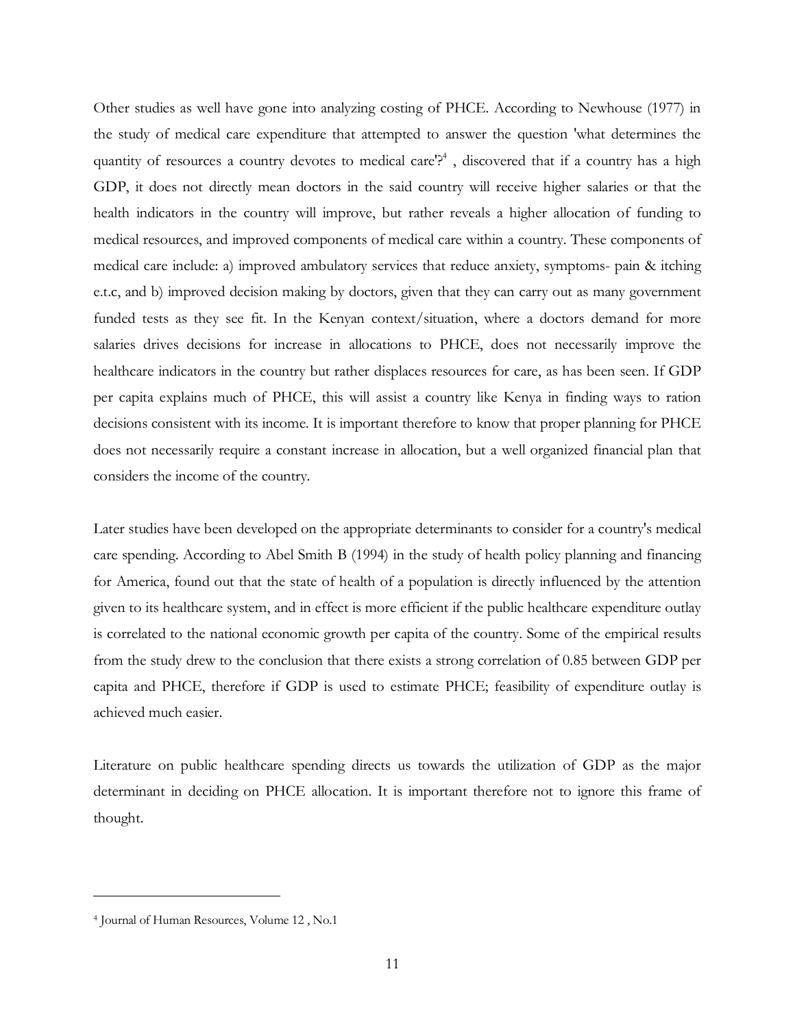Other studies as well have gone into analyzing costing of PHCE. According to Newhouse (1977) in the study of medical care expenditure that attempted to answer the question 'what determines the quantity of resources a country devotes to medical care'?[4] , discovered that if a country has a high GDP, it does not directly mean doctors in the said country will receive higher salaries or that the health indicators in the country will improve, but rather reveals a higher allocation of funding to medical resources, and improved components of medical care within a country. These components of medical care include: a) improved ambulatory services that reduce anxiety, symptoms- pain & itching e.t.c, and b) improved decision making by doctors, given that they can carry out as many government funded tests as they see fit. In the Kenyan context/situation, where a doctors demand for more salaries drives decisions for increase in allocations to PHCE, does not necessarily improve the healthcare indicators in the country but rather displaces resources for care, as has been seen. If GDP per capita explains much of PHCE, this will assist a country like Kenya in finding ways to ration decisions consistent with its income. It is important therefore to know that proper planning for PHCE does not necessarily require a constant increase in allocation, but a well organized financial plan that considers the income of the country.

Later studies have been developed on the appropriate determinants to consider for a country's medical care spending. According to Abel Smith B (1994) in the study of health policy planning and financing for America, found out that the state of health of a population is directly influenced by the attention given to its healthcare system, and in effect is more efficient if the public healthcare expenditure outlay is correlated to the national economic growth per capita of the country. Some of the empirical results from the study drew to the conclusion that there exists a strong correlation of 0.85 between GDP per capita and PHCE, therefore if GDP is used to estimate PHCE; feasibility of expenditure outlay is achieved much easier.

Literature on public healthcare spending directs us towards the utilization of GDP as the major determinant in deciding on PHCE allocation. It is important therefore not to ignore this frame of thought.

---

[4] Journal of Human Resources, Volume 12 , No.1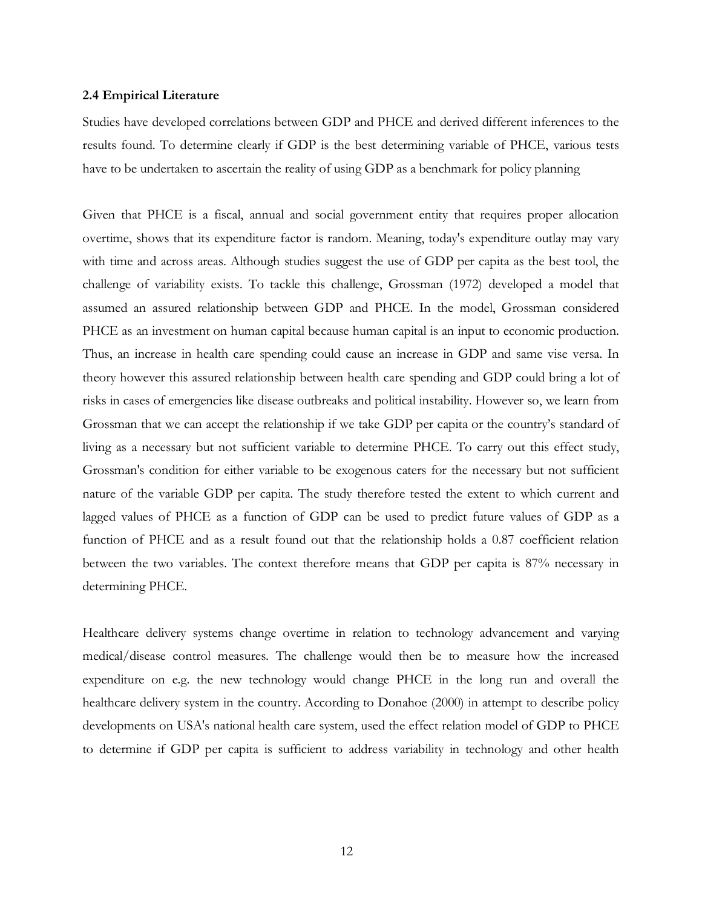### 2.4 Empirical Literature

Studies have developed correlations between GDP and PHCE and derived different inferences to the results found. To determine clearly if GDP is the best determining variable of PHCE, various tests have to be undertaken to ascertain the reality of using GDP as a benchmark for policy planning

Given that PHCE is a fiscal, annual and social government entity that requires proper allocation overtime, shows that its expenditure factor is random. Meaning, today's expenditure outlay may vary with time and across areas. Although studies suggest the use of GDP per capita as the best tool, the challenge of variability exists. To tackle this challenge, Grossman (1972) developed a model that assumed an assured relationship between GDP and PHCE. In the model, Grossman considered PHCE as an investment on human capital because human capital is an input to economic production. Thus, an increase in health care spending could cause an increase in GDP and same vise versa. In theory however this assured relationship between health care spending and GDP could bring a lot of risks in cases of emergencies like disease outbreaks and political instability. However so, we learn from Grossman that we can accept the relationship if we take GDP per capita or the country's standard of living as a necessary but not sufficient variable to determine PHCE. To carry out this effect study, Grossman's condition for either variable to be exogenous caters for the necessary but not sufficient nature of the variable GDP per capita. The study therefore tested the extent to which current and lagged values of PHCE as a function of GDP can be used to predict future values of GDP as a function of PHCE and as a result found out that the relationship holds a 0.87 coefficient relation between the two variables. The context therefore means that GDP per capita is 87% necessary in determining PHCE.

Healthcare delivery systems change overtime in relation to technology advancement and varying medical/disease control measures. The challenge would then be to measure how the increased expenditure on e.g. the new technology would change PHCE in the long run and overall the healthcare delivery system in the country. According to Donahoe (2000) in attempt to describe policy developments on USA's national health care system, used the effect relation model of GDP to PHCE to determine if GDP per capita is sufficient to address variability in technology and other health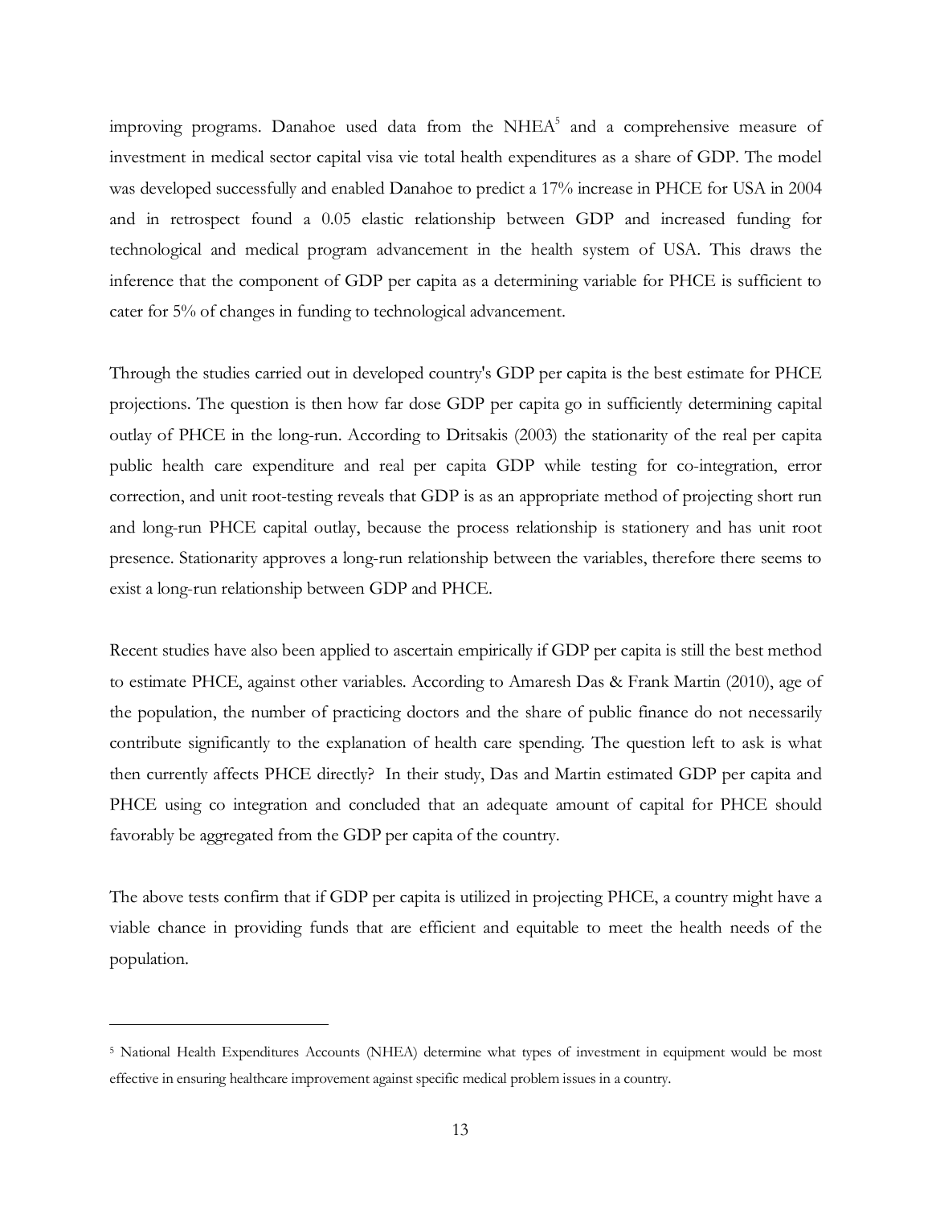improving programs. Danahoe used data from the NHEA[5] and a comprehensive measure of investment in medical sector capital visa vie total health expenditures as a share of GDP. The model was developed successfully and enabled Danahoe to predict a 17% increase in PHCE for USA in 2004 and in retrospect found a 0.05 elastic relationship between GDP and increased funding for technological and medical program advancement in the health system of USA. This draws the inference that the component of GDP per capita as a determining variable for PHCE is sufficient to cater for 5% of changes in funding to technological advancement.

Through the studies carried out in developed country's GDP per capita is the best estimate for PHCE projections. The question is then how far dose GDP per capita go in sufficiently determining capital outlay of PHCE in the long-run. According to Dritsakis (2003) the stationarity of the real per capita public health care expenditure and real per capita GDP while testing for co-integration, error correction, and unit root-testing reveals that GDP is as an appropriate method of projecting short run and long-run PHCE capital outlay, because the process relationship is stationery and has unit root presence. Stationarity approves a long-run relationship between the variables, therefore there seems to exist a long-run relationship between GDP and PHCE.

Recent studies have also been applied to ascertain empirically if GDP per capita is still the best method to estimate PHCE, against other variables. According to Amaresh Das & Frank Martin (2010), age of the population, the number of practicing doctors and the share of public finance do not necessarily contribute significantly to the explanation of health care spending. The question left to ask is what then currently affects PHCE directly? In their study, Das and Martin estimated GDP per capita and PHCE using co integration and concluded that an adequate amount of capital for PHCE should favorably be aggregated from the GDP per capita of the country.

The above tests confirm that if GDP per capita is utilized in projecting PHCE, a country might have a viable chance in providing funds that are efficient and equitable to meet the health needs of the population.

---

[5] National Health Expenditures Accounts (NHEA) determine what types of investment in equipment would be most effective in ensuring healthcare improvement against specific medical problem issues in a country.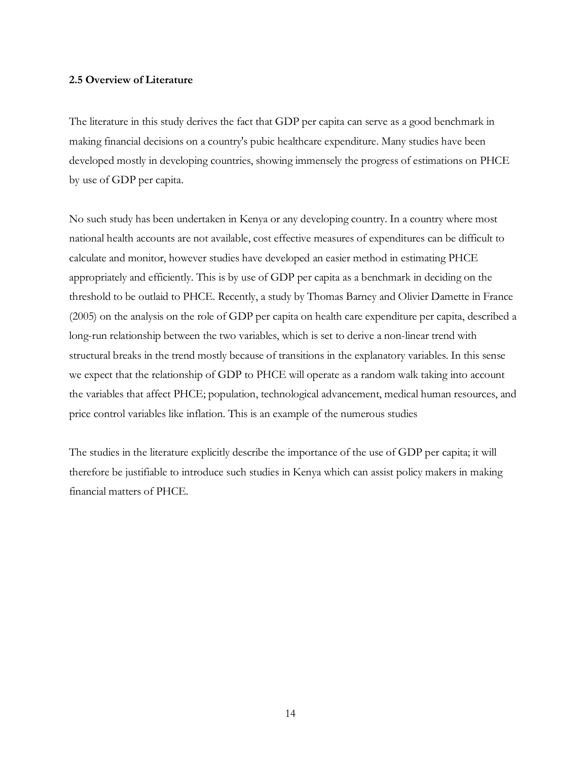### 2.5 Overview of Literature

The literature in this study derives the fact that GDP per capita can serve as a good benchmark in making financial decisions on a country's pubic healthcare expenditure. Many studies have been developed mostly in developing countries, showing immensely the progress of estimations on PHCE by use of GDP per capita.

No such study has been undertaken in Kenya or any developing country. In a country where most national health accounts are not available, cost effective measures of expenditures can be difficult to calculate and monitor, however studies have developed an easier method in estimating PHCE appropriately and efficiently. This is by use of GDP per capita as a benchmark in deciding on the threshold to be outlaid to PHCE. Recently, a study by Thomas Barney and Olivier Damette in France (2005) on the analysis on the role of GDP per capita on health care expenditure per capita, described a long-run relationship between the two variables, which is set to derive a non-linear trend with structural breaks in the trend mostly because of transitions in the explanatory variables. In this sense we expect that the relationship of GDP to PHCE will operate as a random walk taking into account the variables that affect PHCE; population, technological advancement, medical human resources, and price control variables like inflation. This is an example of the numerous studies

The studies in the literature explicitly describe the importance of the use of GDP per capita; it will therefore be justifiable to introduce such studies in Kenya which can assist policy makers in making financial matters of PHCE.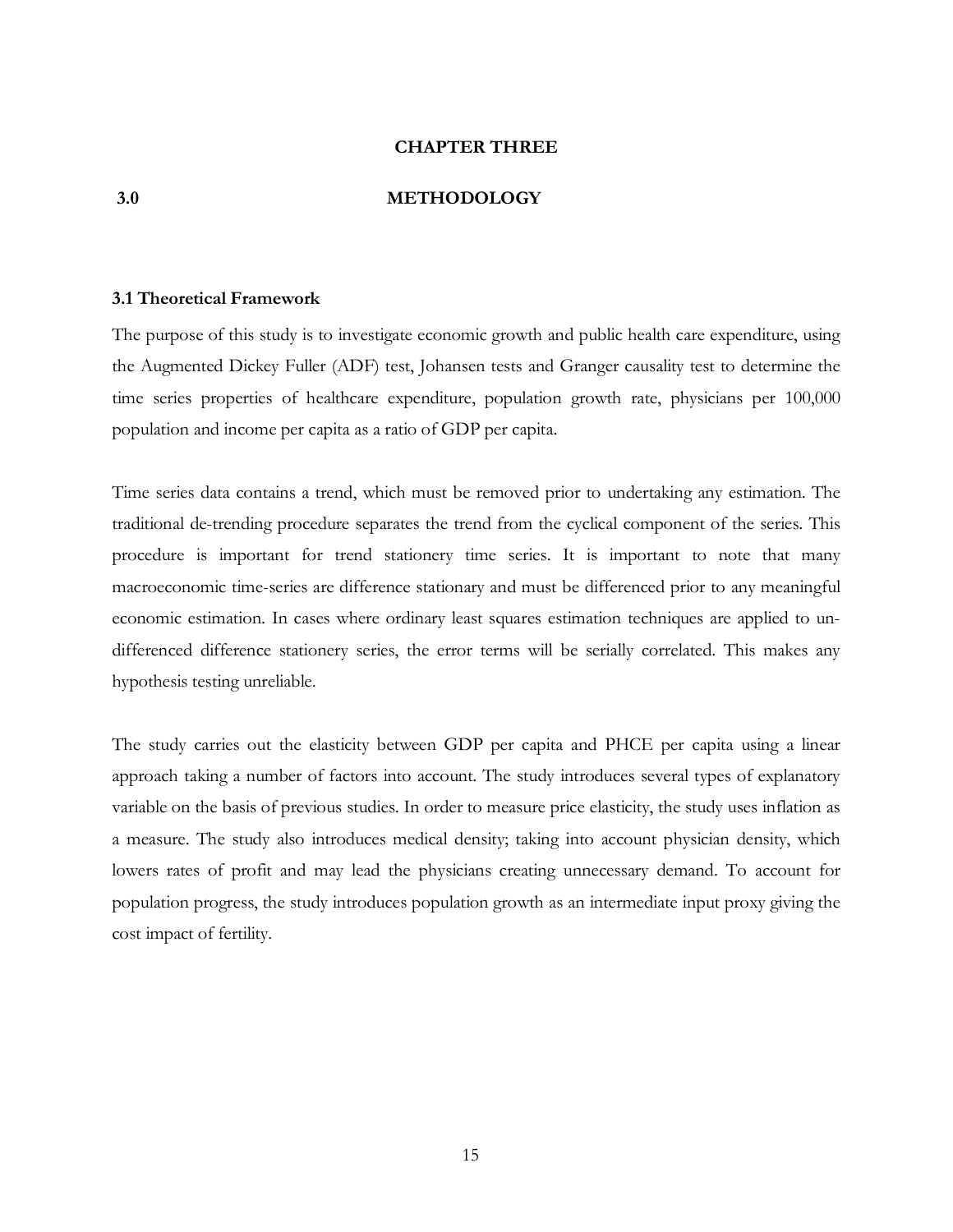# CHAPTER THREE

## 3.0 METHODOLOGY

### 3.1 Theoretical Framework

The purpose of this study is to investigate economic growth and public health care expenditure, using the Augmented Dickey Fuller (ADF) test, Johansen tests and Granger causality test to determine the time series properties of healthcare expenditure, population growth rate, physicians per 100,000 population and income per capita as a ratio of GDP per capita.

Time series data contains a trend, which must be removed prior to undertaking any estimation. The traditional de-trending procedure separates the trend from the cyclical component of the series. This procedure is important for trend stationery time series. It is important to note that many macroeconomic time-series are difference stationary and must be differenced prior to any meaningful economic estimation. In cases where ordinary least squares estimation techniques are applied to un-differenced difference stationery series, the error terms will be serially correlated. This makes any hypothesis testing unreliable.

The study carries out the elasticity between GDP per capita and PHCE per capita using a linear approach taking a number of factors into account. The study introduces several types of explanatory variable on the basis of previous studies. In order to measure price elasticity, the study uses inflation as a measure. The study also introduces medical density; taking into account physician density, which lowers rates of profit and may lead the physicians creating unnecessary demand. To account for population progress, the study introduces population growth as an intermediate input proxy giving the cost impact of fertility.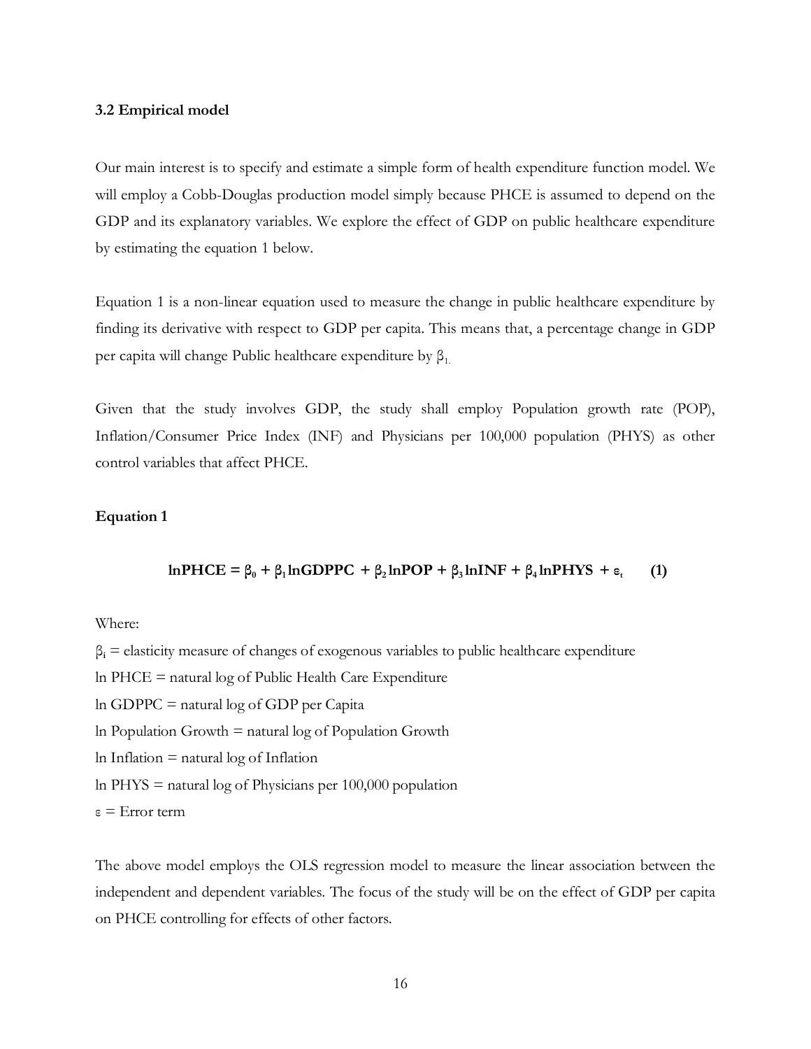### 3.2 Empirical model

Our main interest is to specify and estimate a simple form of health expenditure function model. We will employ a Cobb-Douglas production model simply because PHCE is assumed to depend on the GDP and its explanatory variables. We explore the effect of GDP on public healthcare expenditure by estimating the equation 1 below.

Equation 1 is a non-linear equation used to measure the change in public healthcare expenditure by finding its derivative with respect to GDP per capita. This means that, a percentage change in GDP per capita will change Public healthcare expenditure by $\beta_1$.

Given that the study involves GDP, the study shall employ Population growth rate (POP), Inflation/Consumer Price Index (INF) and Physicians per 100,000 population (PHYS) as other control variables that affect PHCE.

**Equation 1**

$$\ln PHCE = \beta_0 + \beta_1 \ln GDPPC + \beta_2 \ln POP + \beta_3 \ln INF + \beta_4 \ln PHYS + \varepsilon_t \qquad (1)$$

Where:

$\beta_i$ = elasticity measure of changes of exogenous variables to public healthcare expenditure

ln PHCE = natural log of Public Health Care Expenditure

ln GDPPC = natural log of GDP per Capita

ln Population Growth = natural log of Population Growth

ln Inflation = natural log of Inflation

ln PHYS = natural log of Physicians per 100,000 population

$\varepsilon$ = Error term

The above model employs the OLS regression model to measure the linear association between the independent and dependent variables. The focus of the study will be on the effect of GDP per capita on PHCE controlling for effects of other factors.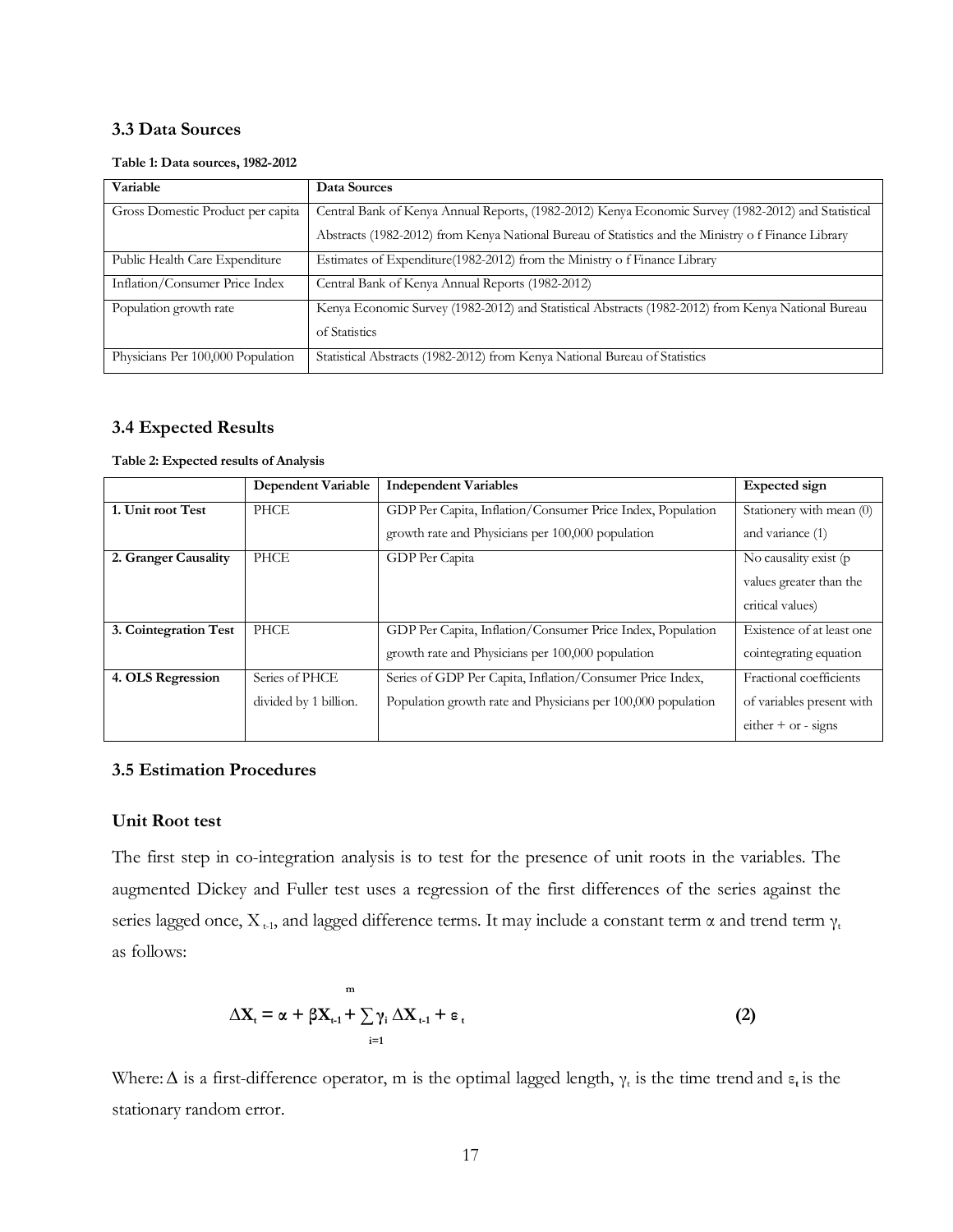### 3.3 Data Sources

**Table 1: Data sources, 1982-2012**

| Variable | Data Sources |
|---|---|
| Gross Domestic Product per capita | Central Bank of Kenya Annual Reports, (1982-2012) Kenya Economic Survey (1982-2012) and Statistical Abstracts (1982-2012) from Kenya National Bureau of Statistics and the Ministry o f Finance Library |
| Public Health Care Expenditure | Estimates of Expenditure(1982-2012) from the Ministry o f Finance Library |
| Inflation/Consumer Price Index | Central Bank of Kenya Annual Reports (1982-2012) |
| Population growth rate | Kenya Economic Survey (1982-2012) and Statistical Abstracts (1982-2012) from Kenya National Bureau of Statistics |
| Physicians Per 100,000 Population | Statistical Abstracts (1982-2012) from Kenya National Bureau of Statistics |

### 3.4 Expected Results

**Table 2: Expected results of Analysis**

| | Dependent Variable | Independent Variables | Expected sign |
|---|---|---|---|
| **1. Unit root Test** | PHCE | GDP Per Capita, Inflation/Consumer Price Index, Population growth rate and Physicians per 100,000 population | Stationery with mean (0) and variance (1) |
| **2. Granger Causality** | PHCE | GDP Per Capita | No causality exist (p values greater than the critical values) |
| **3. Cointegration Test** | PHCE | GDP Per Capita, Inflation/Consumer Price Index, Population growth rate and Physicians per 100,000 population | Existence of at least one cointegrating equation |
| **4. OLS Regression** | Series of PHCE divided by 1 billion. | Series of GDP Per Capita, Inflation/Consumer Price Index, Population growth rate and Physicians per 100,000 population | Fractional coefficients of variables present with either + or - signs |

### 3.5 Estimation Procedures

#### Unit Root test

The first step in co-integration analysis is to test for the presence of unit roots in the variables. The augmented Dickey and Fuller test uses a regression of the first differences of the series against the series lagged once, $X_{t-1}$, and lagged difference terms. It may include a constant term $\alpha$ and trend term $\gamma_t$ as follows:

$$\Delta X_t = \alpha + \beta X_{t-1} + \sum_{i=1}^{m} \gamma_i \, \Delta X_{t-1} + \varepsilon_t \qquad (2)$$

Where: $\Delta$ is a first-difference operator, m is the optimal lagged length, $\gamma_t$ is the time trend and $\varepsilon_t$ is the stationary random error.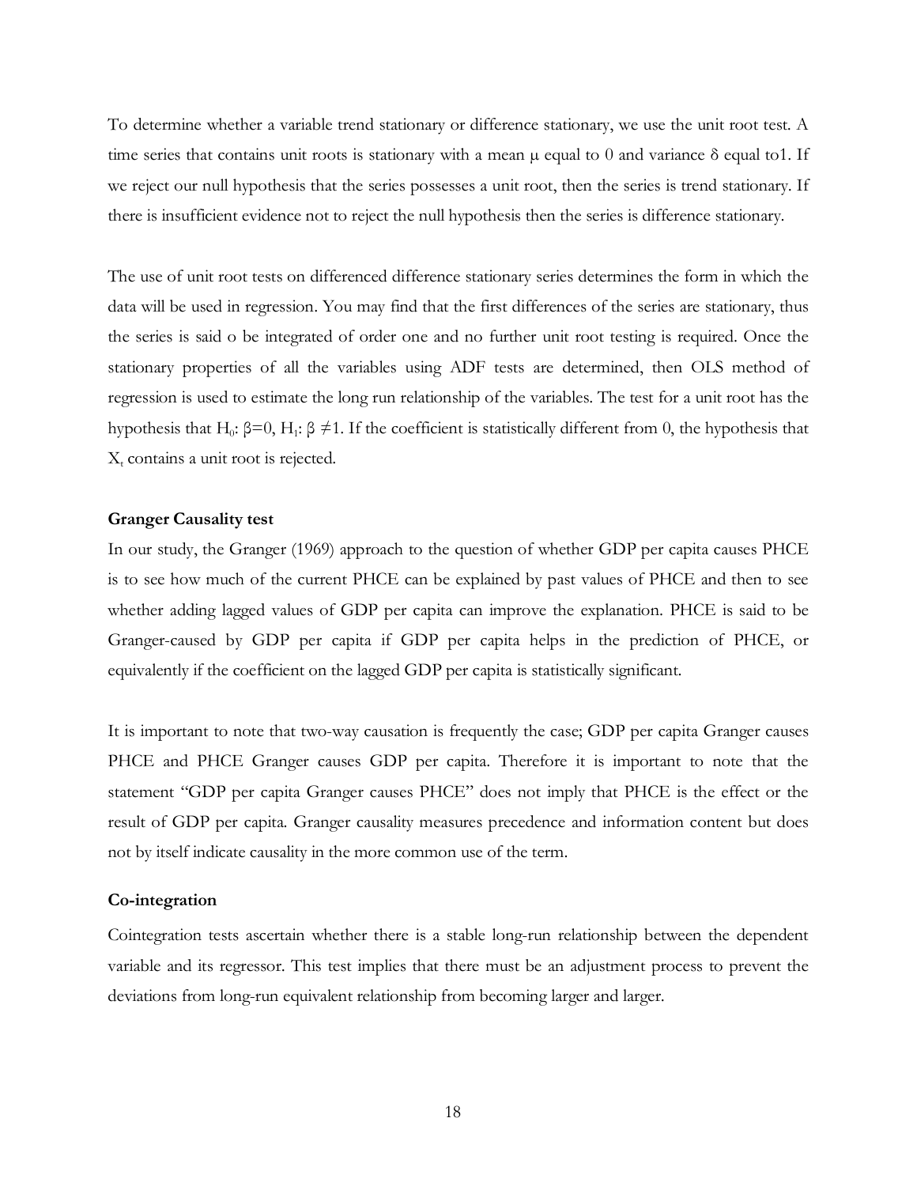To determine whether a variable trend stationary or difference stationary, we use the unit root test. A time series that contains unit roots is stationary with a mean μ equal to 0 and variance δ equal to1. If we reject our null hypothesis that the series possesses a unit root, then the series is trend stationary. If there is insufficient evidence not to reject the null hypothesis then the series is difference stationary.

The use of unit root tests on differenced difference stationary series determines the form in which the data will be used in regression. You may find that the first differences of the series are stationary, thus the series is said o be integrated of order one and no further unit root testing is required. Once the stationary properties of all the variables using ADF tests are determined, then OLS method of regression is used to estimate the long run relationship of the variables. The test for a unit root has the hypothesis that $H_0$: β=0, $H_1$: β ≠1. If the coefficient is statistically different from 0, the hypothesis that $X_t$ contains a unit root is rejected.

### Granger Causality test

In our study, the Granger (1969) approach to the question of whether GDP per capita causes PHCE is to see how much of the current PHCE can be explained by past values of PHCE and then to see whether adding lagged values of GDP per capita can improve the explanation. PHCE is said to be Granger-caused by GDP per capita if GDP per capita helps in the prediction of PHCE, or equivalently if the coefficient on the lagged GDP per capita is statistically significant.

It is important to note that two-way causation is frequently the case; GDP per capita Granger causes PHCE and PHCE Granger causes GDP per capita. Therefore it is important to note that the statement "GDP per capita Granger causes PHCE" does not imply that PHCE is the effect or the result of GDP per capita. Granger causality measures precedence and information content but does not by itself indicate causality in the more common use of the term.

### Co-integration

Cointegration tests ascertain whether there is a stable long-run relationship between the dependent variable and its regressor. This test implies that there must be an adjustment process to prevent the deviations from long-run equivalent relationship from becoming larger and larger.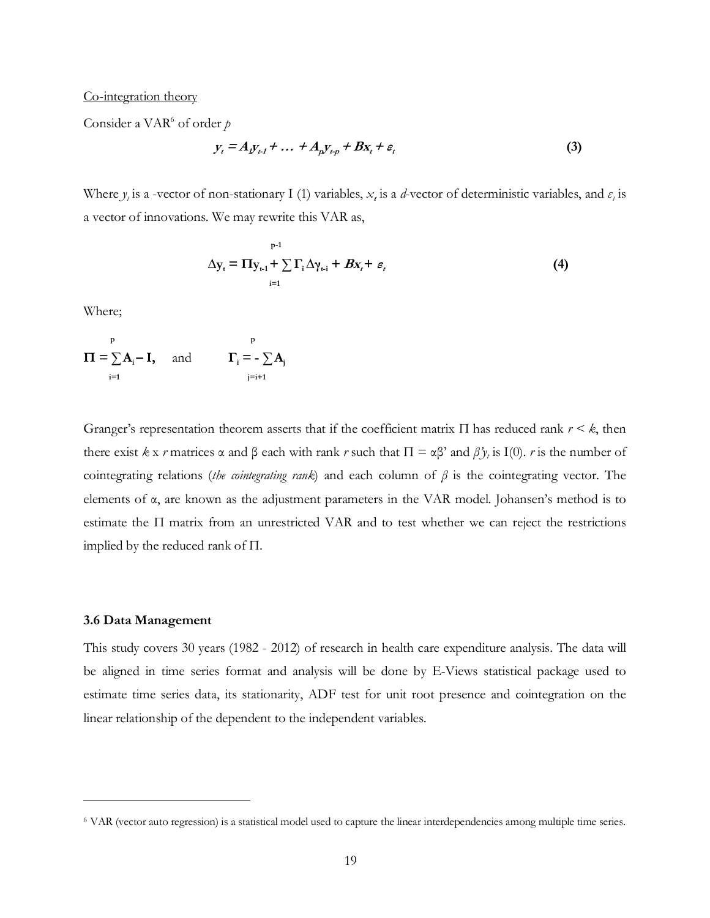Co-integration theory

Consider a VAR[6] of order $p$

$$y_t = A_1 y_{t-1} + \ldots + A_p y_{t-p} + Bx_t + \varepsilon_t \tag{3}$$

Where $y_t$ is a -vector of non-stationary I (1) variables, $x_t$ is a $d$-vector of deterministic variables, and $\varepsilon_t$ is a vector of innovations. We may rewrite this VAR as,

$$\Delta \mathbf{y}_t = \mathbf{\Pi y}_{t-1} + \sum_{i=1}^{p-1} \mathbf{\Gamma}_i \Delta \gamma_{t-i} + Bx_t + \varepsilon_t \tag{4}$$

Where;

$$\mathbf{\Pi} = \sum_{i=1}^{p} \mathbf{A}_i - \mathbf{I}, \quad \text{and} \quad \mathbf{\Gamma}_i = - \sum_{j=i+1}^{p} \mathbf{A}_j$$

Granger's representation theorem asserts that if the coefficient matrix $\Pi$ has reduced rank $r < k$, then there exist $k \times r$ matrices $\alpha$ and $\beta$ each with rank $r$ such that $\Pi = \alpha\beta'$ and $\beta' y_t$ is I(0). $r$ is the number of cointegrating relations (*the cointegrating rank*) and each column of $\beta$ is the cointegrating vector. The elements of $\alpha$, are known as the adjustment parameters in the VAR model. Johansen's method is to estimate the $\Pi$ matrix from an unrestricted VAR and to test whether we can reject the restrictions implied by the reduced rank of $\Pi$.

### 3.6 Data Management

This study covers 30 years (1982 - 2012) of research in health care expenditure analysis. The data will be aligned in time series format and analysis will be done by E-Views statistical package used to estimate time series data, its stationarity, ADF test for unit root presence and cointegration on the linear relationship of the dependent to the independent variables.

---

[6] VAR (vector auto regression) is a statistical model used to capture the linear interdependencies among multiple time series.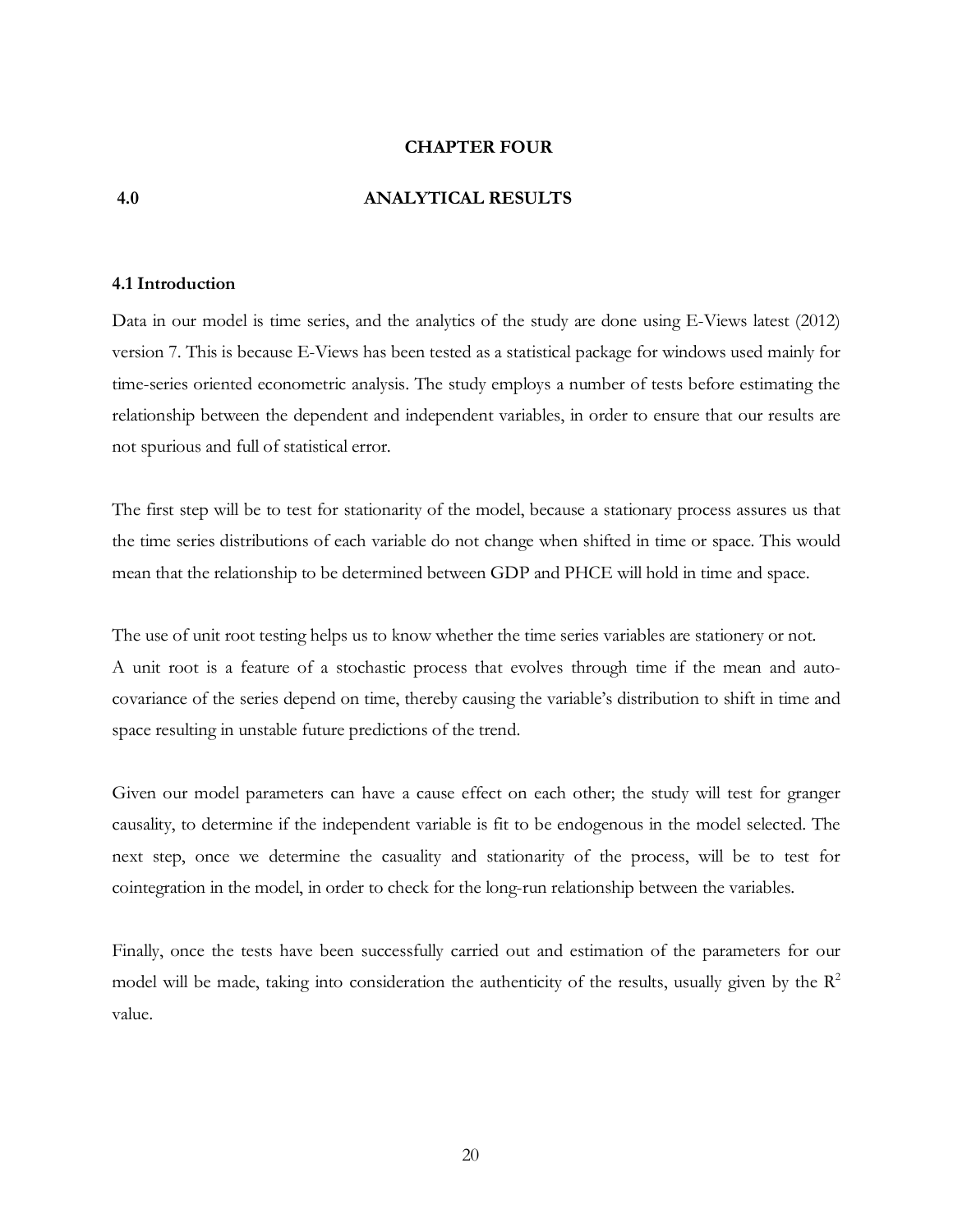# CHAPTER FOUR

## 4.0 ANALYTICAL RESULTS

### 4.1 Introduction

Data in our model is time series, and the analytics of the study are done using E-Views latest (2012) version 7. This is because E-Views has been tested as a statistical package for windows used mainly for time-series oriented econometric analysis. The study employs a number of tests before estimating the relationship between the dependent and independent variables, in order to ensure that our results are not spurious and full of statistical error.

The first step will be to test for stationarity of the model, because a stationary process assures us that the time series distributions of each variable do not change when shifted in time or space. This would mean that the relationship to be determined between GDP and PHCE will hold in time and space.

The use of unit root testing helps us to know whether the time series variables are stationery or not. A unit root is a feature of a stochastic process that evolves through time if the mean and auto-covariance of the series depend on time, thereby causing the variable's distribution to shift in time and space resulting in unstable future predictions of the trend.

Given our model parameters can have a cause effect on each other; the study will test for granger causality, to determine if the independent variable is fit to be endogenous in the model selected. The next step, once we determine the casuality and stationarity of the process, will be to test for cointegration in the model, in order to check for the long-run relationship between the variables.

Finally, once the tests have been successfully carried out and estimation of the parameters for our model will be made, taking into consideration the authenticity of the results, usually given by the $R^2$ value.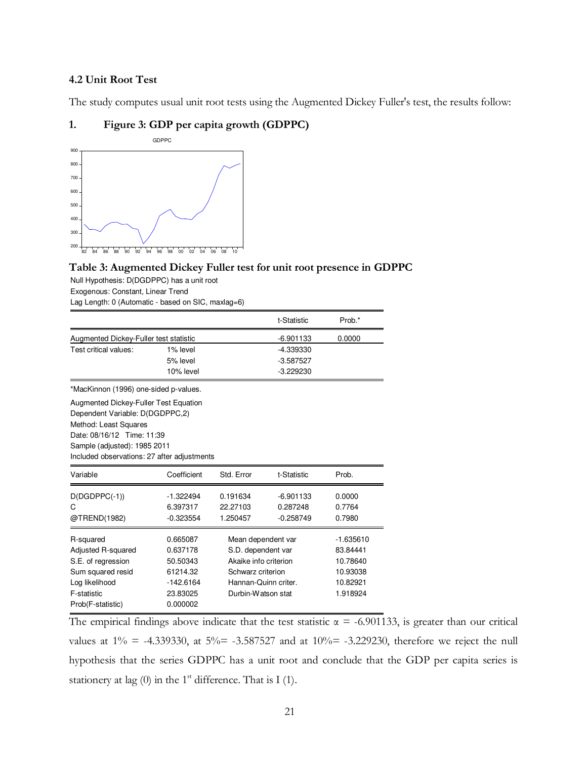### 4.2 Unit Root Test

The study computes usual unit root tests using the Augmented Dickey Fuller's test, the results follow:

1. **Figure 3: GDP per capita growth (GDPPC)**

**Table 3: Augmented Dickey Fuller test for unit root presence in GDPPC**

Null Hypothesis: D(DGDPPC) has a unit root
Exogenous: Constant, Linear Trend
Lag Length: 0 (Automatic - based on SIC, maxlag=6)

| | | t-Statistic | Prob.* |
|---|---|---|---|
| Augmented Dickey-Fuller test statistic | | -6.901133 | 0.0000 |
| Test critical values: | 1% level | -4.339330 | |
| | 5% level | -3.587527 | |
| | 10% level | -3.229230 | |

*MacKinnon (1996) one-sided p-values.

Augmented Dickey-Fuller Test Equation
Dependent Variable: D(DGDPPC,2)
Method: Least Squares
Date: 08/16/12 Time: 11:39
Sample (adjusted): 1985 2011
Included observations: 27 after adjustments

| Variable | Coefficient | Std. Error | t-Statistic | Prob. |
|---|---|---|---|---|
| D(DGDPPC(-1)) | -1.322494 | 0.191634 | -6.901133 | 0.0000 |
| C | 6.397317 | 22.27103 | 0.287248 | 0.7764 |
| @TREND(1982) | -0.323554 | 1.250457 | -0.258749 | 0.7980 |

| | | | |
|---|---|---|---|
| R-squared | 0.665087 | Mean dependent var | -1.635610 |
| Adjusted R-squared | 0.637178 | S.D. dependent var | 83.84441 |
| S.E. of regression | 50.50343 | Akaike info criterion | 10.78640 |
| Sum squared resid | 61214.32 | Schwarz criterion | 10.93038 |
| Log likelihood | -142.6164 | Hannan-Quinn criter. | 10.82921 |
| F-statistic | 23.83025 | Durbin-Watson stat | 1.918924 |
| Prob(F-statistic) | 0.000002 | | |

The empirical findings above indicate that the test statistic $\alpha$ = -6.901133, is greater than our critical values at 1% = -4.339330, at 5%= -3.587527 and at 10%= -3.229230, therefore we reject the null hypothesis that the series GDPPC has a unit root and conclude that the GDP per capita series is stationery at lag (0) in the 1st difference. That is I (1).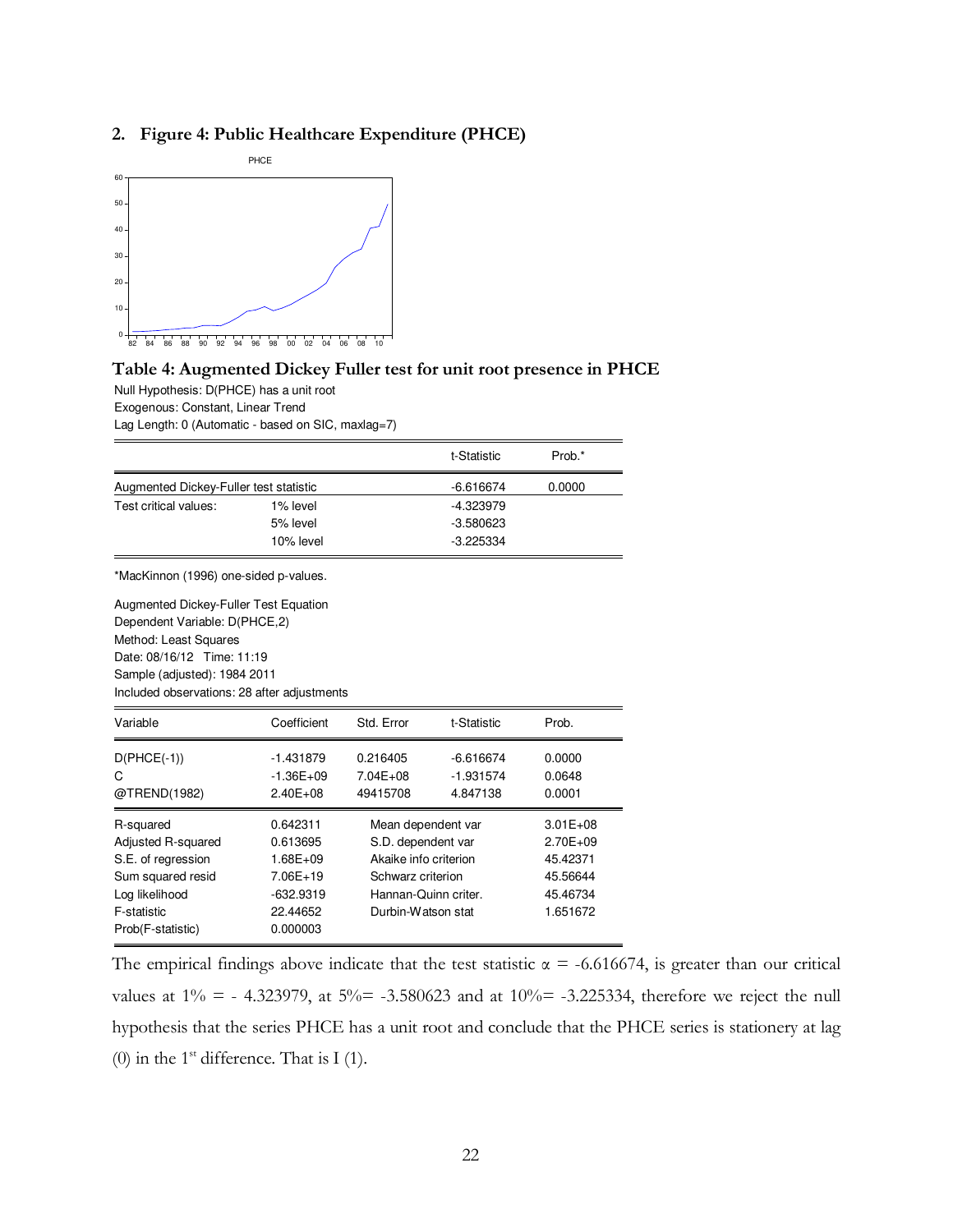## 2. Figure 4: Public Healthcare Expenditure (PHCE)

### Table 4: Augmented Dickey Fuller test for unit root presence in PHCE

Null Hypothesis: D(PHCE) has a unit root
Exogenous: Constant, Linear Trend
Lag Length: 0 (Automatic - based on SIC, maxlag=7)

| | | t-Statistic | Prob.* |
|---|---|---|---|
| Augmented Dickey-Fuller test statistic | | -6.616674 | 0.0000 |
| Test critical values: | 1% level | -4.323979 | |
| | 5% level | -3.580623 | |
| | 10% level | -3.225334 | |

*MacKinnon (1996) one-sided p-values.

Augmented Dickey-Fuller Test Equation
Dependent Variable: D(PHCE,2)
Method: Least Squares
Date: 08/16/12 Time: 11:19
Sample (adjusted): 1984 2011
Included observations: 28 after adjustments

| Variable | Coefficient | Std. Error | t-Statistic | Prob. |
|---|---|---|---|---|
| D(PHCE(-1)) | -1.431879 | 0.216405 | -6.616674 | 0.0000 |
| C | -1.36E+09 | 7.04E+08 | -1.931574 | 0.0648 |
| @TREND(1982) | 2.40E+08 | 49415708 | 4.847138 | 0.0001 |

| | | | |
|---|---|---|---|
| R-squared | 0.642311 | Mean dependent var | 3.01E+08 |
| Adjusted R-squared | 0.613695 | S.D. dependent var | 2.70E+09 |
| S.E. of regression | 1.68E+09 | Akaike info criterion | 45.42371 |
| Sum squared resid | 7.06E+19 | Schwarz criterion | 45.56644 |
| Log likelihood | -632.9319 | Hannan-Quinn criter. | 45.46734 |
| F-statistic | 22.44652 | Durbin-Watson stat | 1.651672 |
| Prob(F-statistic) | 0.000003 | | |

The empirical findings above indicate that the test statistic $\alpha$ = -6.616674, is greater than our critical values at 1% = - 4.323979, at 5%= -3.580623 and at 10%= -3.225334, therefore we reject the null hypothesis that the series PHCE has a unit root and conclude that the PHCE series is stationery at lag (0) in the 1st difference. That is I (1).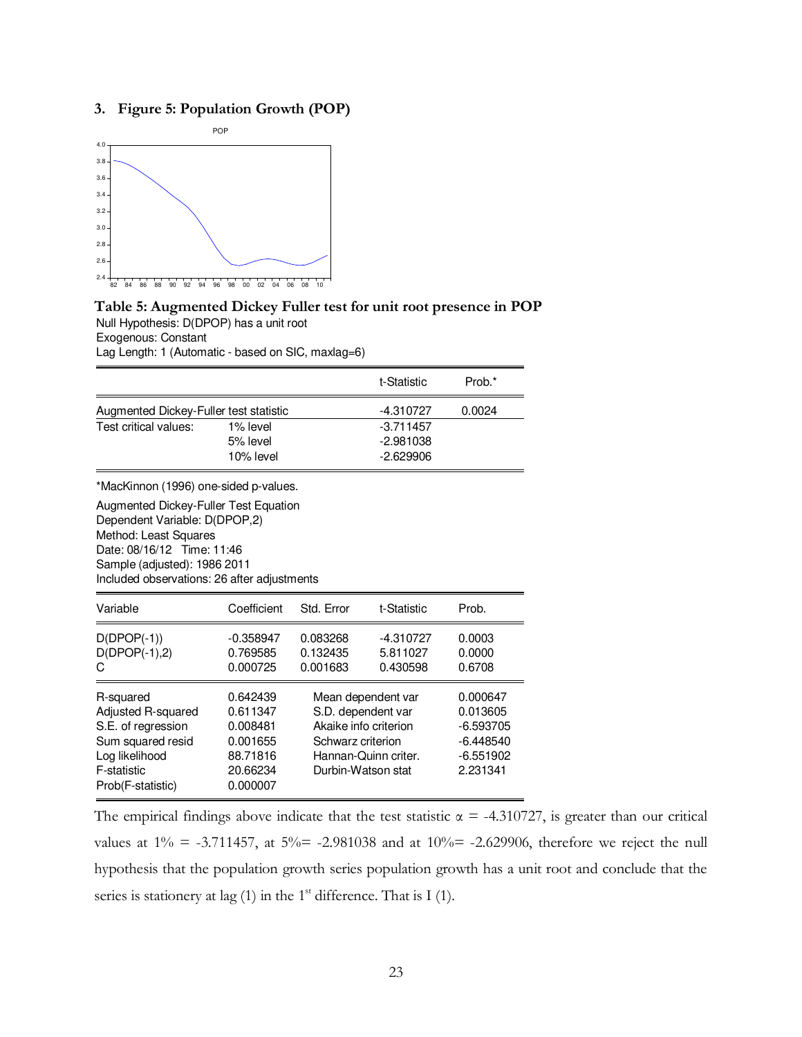## 3. Figure 5: Population Growth (POP)

### Table 5: Augmented Dickey Fuller test for unit root presence in POP

Null Hypothesis: D(DPOP) has a unit root
Exogenous: Constant
Lag Length: 1 (Automatic - based on SIC, maxlag=6)

| | | t-Statistic | Prob.* |
|---|---|---|---|
| Augmented Dickey-Fuller test statistic | | -4.310727 | 0.0024 |
| Test critical values: | 1% level | -3.711457 | |
| | 5% level | -2.981038 | |
| | 10% level | -2.629906 | |

*MacKinnon (1996) one-sided p-values.

Augmented Dickey-Fuller Test Equation
Dependent Variable: D(DPOP,2)
Method: Least Squares
Date: 08/16/12 Time: 11:46
Sample (adjusted): 1986 2011
Included observations: 26 after adjustments

| Variable | Coefficient | Std. Error | t-Statistic | Prob. |
|---|---|---|---|---|
| D(DPOP(-1)) | -0.358947 | 0.083268 | -4.310727 | 0.0003 |
| D(DPOP(-1),2) | 0.769585 | 0.132435 | 5.811027 | 0.0000 |
| C | 0.000725 | 0.001683 | 0.430598 | 0.6708 |

| | | | |
|---|---|---|---|
| R-squared | 0.642439 | Mean dependent var | 0.000647 |
| Adjusted R-squared | 0.611347 | S.D. dependent var | 0.013605 |
| S.E. of regression | 0.008481 | Akaike info criterion | -6.593705 |
| Sum squared resid | 0.001655 | Schwarz criterion | -6.448540 |
| Log likelihood | 88.71816 | Hannan-Quinn criter. | -6.551902 |
| F-statistic | 20.66234 | Durbin-Watson stat | 2.231341 |
| Prob(F-statistic) | 0.000007 | | |

The empirical findings above indicate that the test statistic $\alpha$ = -4.310727, is greater than our critical values at 1% = -3.711457, at 5%= -2.981038 and at 10%= -2.629906, therefore we reject the null hypothesis that the population growth series population growth has a unit root and conclude that the series is stationery at lag (1) in the 1st difference. That is I (1).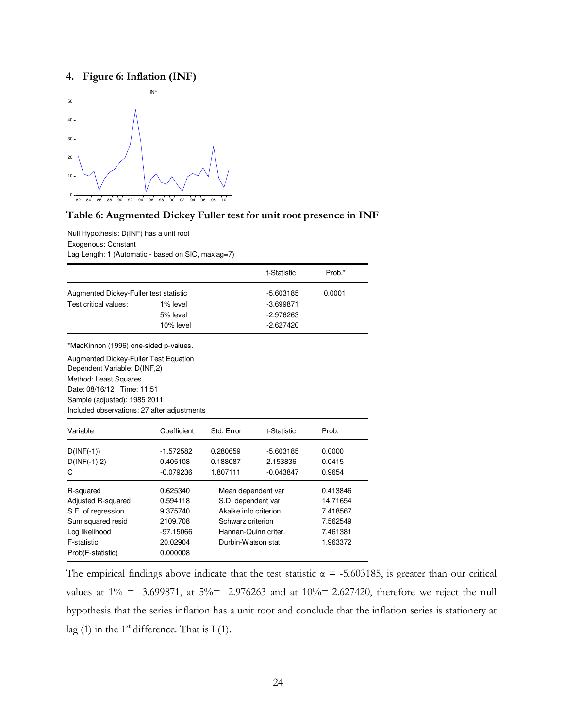## 4. Figure 6: Inflation (INF)

## Table 6: Augmented Dickey Fuller test for unit root presence in INF

Null Hypothesis: D(INF) has a unit root
Exogenous: Constant
Lag Length: 1 (Automatic - based on SIC, maxlag=7)

| | | t-Statistic | Prob.* |
|---|---|---|---|
| Augmented Dickey-Fuller test statistic | | -5.603185 | 0.0001 |
| Test critical values: | 1% level | -3.699871 | |
| | 5% level | -2.976263 | |
| | 10% level | -2.627420 | |

*MacKinnon (1996) one-sided p-values.

Augmented Dickey-Fuller Test Equation
Dependent Variable: D(INF,2)
Method: Least Squares
Date: 08/16/12 Time: 11:51
Sample (adjusted): 1985 2011
Included observations: 27 after adjustments

| Variable | Coefficient | Std. Error | t-Statistic | Prob. |
|---|---|---|---|---|
| D(INF(-1)) | -1.572582 | 0.280659 | -5.603185 | 0.0000 |
| D(INF(-1),2) | 0.405108 | 0.188087 | 2.153836 | 0.0415 |
| C | -0.079236 | 1.807111 | -0.043847 | 0.9654 |

| | | | |
|---|---|---|---|
| R-squared | 0.625340 | Mean dependent var | 0.413846 |
| Adjusted R-squared | 0.594118 | S.D. dependent var | 14.71654 |
| S.E. of regression | 9.375740 | Akaike info criterion | 7.418567 |
| Sum squared resid | 2109.708 | Schwarz criterion | 7.562549 |
| Log likelihood | -97.15066 | Hannan-Quinn criter. | 7.461381 |
| F-statistic | 20.02904 | Durbin-Watson stat | 1.963372 |
| Prob(F-statistic) | 0.000008 | | |

The empirical findings above indicate that the test statistic $\alpha$ = -5.603185, is greater than our critical values at 1% = -3.699871, at 5%= -2.976263 and at 10%=-2.627420, therefore we reject the null hypothesis that the series inflation has a unit root and conclude that the inflation series is stationery at lag (1) in the 1st difference. That is I (1).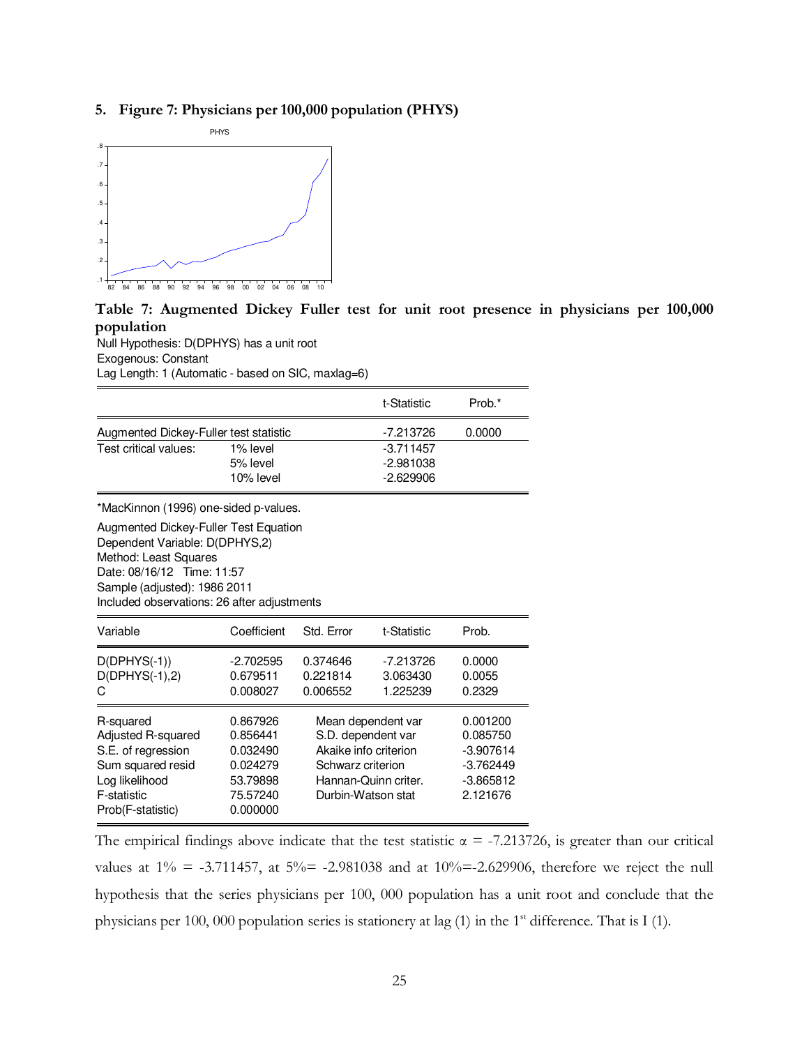5. **Figure 7: Physicians per 100,000 population (PHYS)**

**Table 7: Augmented Dickey Fuller test for unit root presence in physicians per 100,000 population**

Null Hypothesis: D(DPHYS) has a unit root
Exogenous: Constant
Lag Length: 1 (Automatic - based on SIC, maxlag=6)

| | | t-Statistic | Prob.* |
|---|---|---|---|
| Augmented Dickey-Fuller test statistic | | -7.213726 | 0.0000 |
| Test critical values: | 1% level | -3.711457 | |
| | 5% level | -2.981038 | |
| | 10% level | -2.629906 | |

*MacKinnon (1996) one-sided p-values.

Augmented Dickey-Fuller Test Equation
Dependent Variable: D(DPHYS,2)
Method: Least Squares
Date: 08/16/12 Time: 11:57
Sample (adjusted): 1986 2011
Included observations: 26 after adjustments

| Variable | Coefficient | Std. Error | t-Statistic | Prob. |
|---|---|---|---|---|
| D(DPHYS(-1)) | -2.702595 | 0.374646 | -7.213726 | 0.0000 |
| D(DPHYS(-1),2) | 0.679511 | 0.221814 | 3.063430 | 0.0055 |
| C | 0.008027 | 0.006552 | 1.225239 | 0.2329 |

| | | | |
|---|---|---|---|
| R-squared | 0.867926 | Mean dependent var | 0.001200 |
| Adjusted R-squared | 0.856441 | S.D. dependent var | 0.085750 |
| S.E. of regression | 0.032490 | Akaike info criterion | -3.907614 |
| Sum squared resid | 0.024279 | Schwarz criterion | -3.762449 |
| Log likelihood | 53.79898 | Hannan-Quinn criter. | -3.865812 |
| F-statistic | 75.57240 | Durbin-Watson stat | 2.121676 |
| Prob(F-statistic) | 0.000000 | | |

The empirical findings above indicate that the test statistic $\alpha$ = -7.213726, is greater than our critical values at 1% = -3.711457, at 5%= -2.981038 and at 10%=-2.629906, therefore we reject the null hypothesis that the series physicians per 100, 000 population has a unit root and conclude that the physicians per 100, 000 population series is stationery at lag (1) in the 1[st] difference. That is I (1).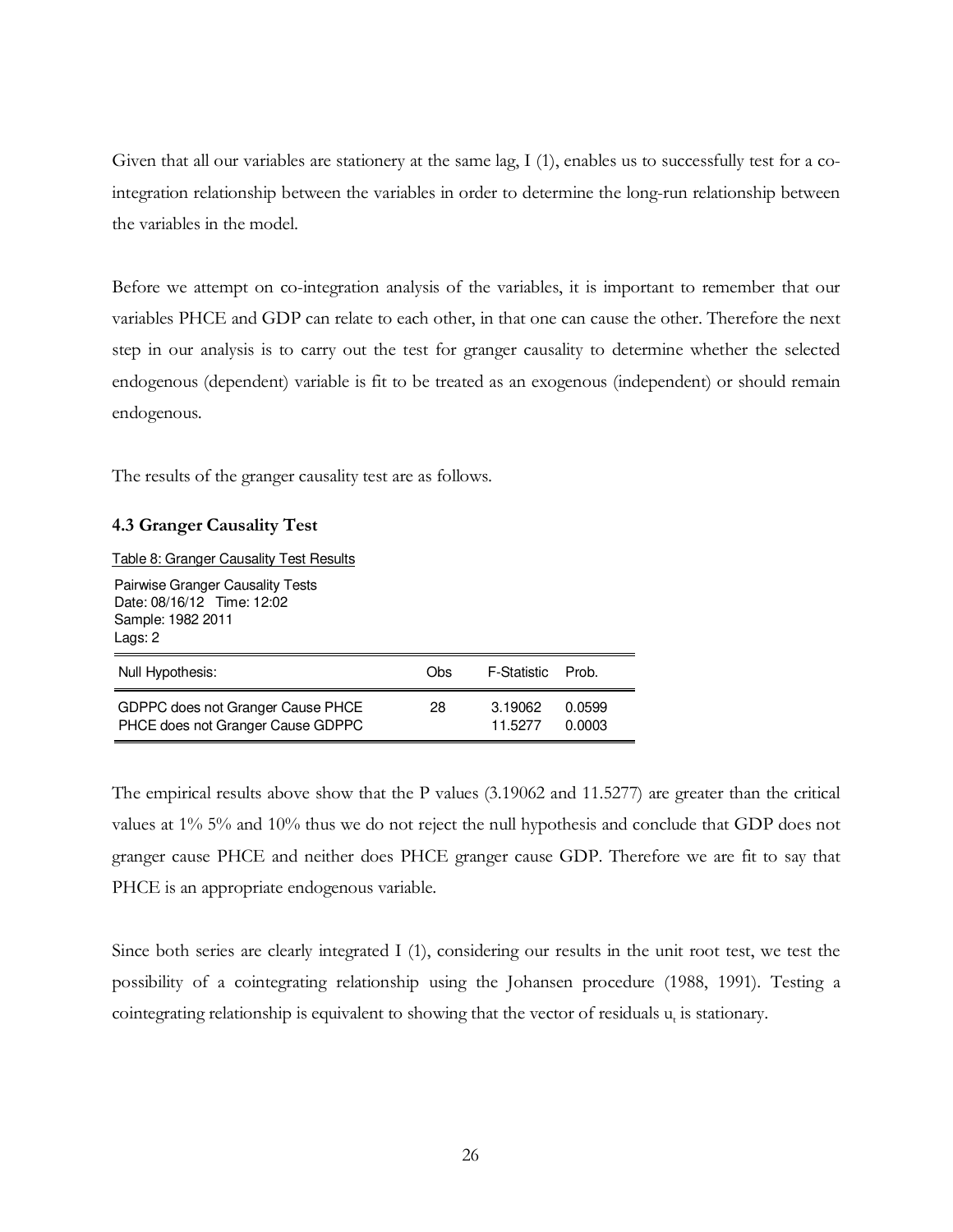Given that all our variables are stationery at the same lag, I (1), enables us to successfully test for a co-integration relationship between the variables in order to determine the long-run relationship between the variables in the model.

Before we attempt on co-integration analysis of the variables, it is important to remember that our variables PHCE and GDP can relate to each other, in that one can cause the other. Therefore the next step in our analysis is to carry out the test for granger causality to determine whether the selected endogenous (dependent) variable is fit to be treated as an exogenous (independent) or should remain endogenous.

The results of the granger causality test are as follows.

### 4.3 Granger Causality Test

Table 8: Granger Causality Test Results

Pairwise Granger Causality Tests
Date: 08/16/12 Time: 12:02
Sample: 1982 2011
Lags: 2

| Null Hypothesis: | Obs | F-Statistic | Prob. |
|---|---|---|---|
| GDPPC does not Granger Cause PHCE | 28 | 3.19062 | 0.0599 |
| PHCE does not Granger Cause GDPPC | | 11.5277 | 0.0003 |

The empirical results above show that the P values (3.19062 and 11.5277) are greater than the critical values at 1% 5% and 10% thus we do not reject the null hypothesis and conclude that GDP does not granger cause PHCE and neither does PHCE granger cause GDP. Therefore we are fit to say that PHCE is an appropriate endogenous variable.

Since both series are clearly integrated I (1), considering our results in the unit root test, we test the possibility of a cointegrating relationship using the Johansen procedure (1988, 1991). Testing a cointegrating relationship is equivalent to showing that the vector of residuals $u_t$ is stationary.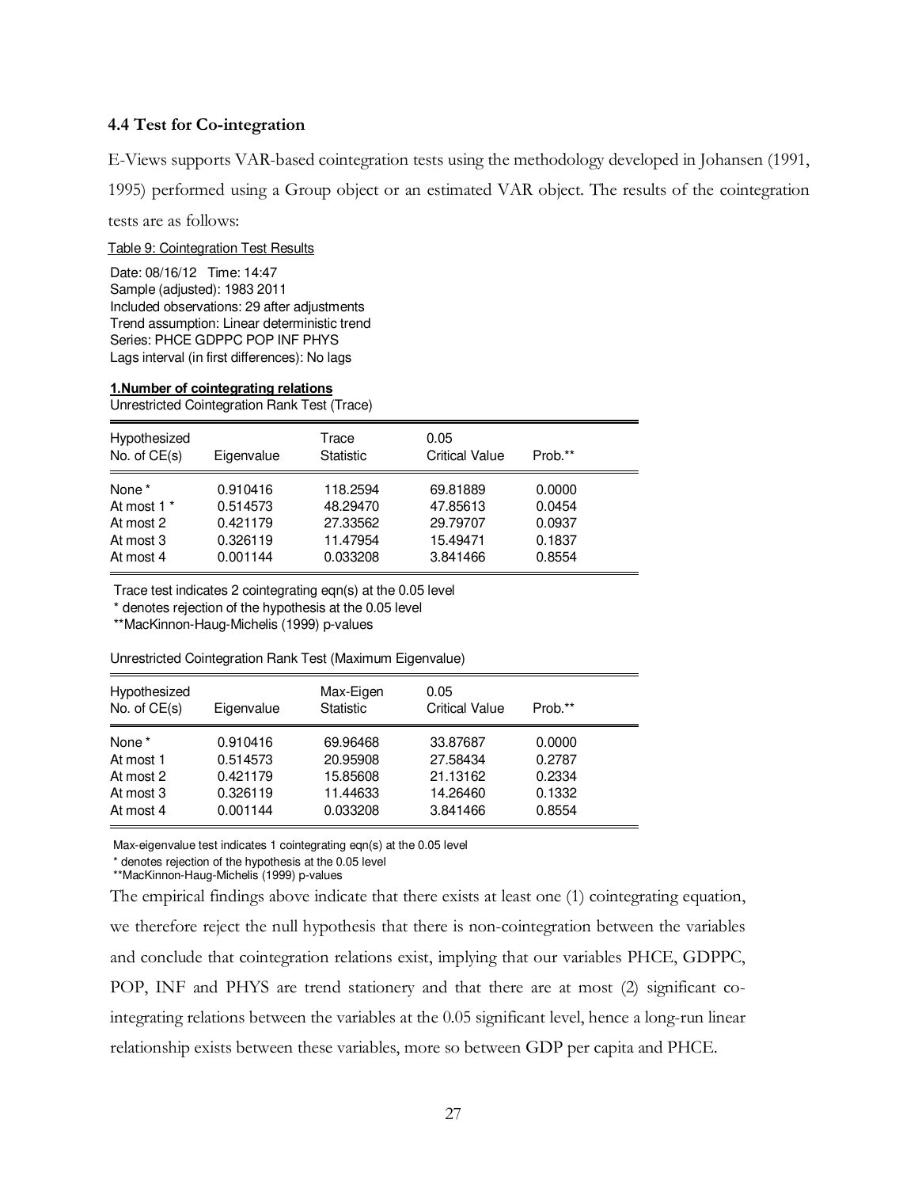### 4.4 Test for Co-integration

E-Views supports VAR-based cointegration tests using the methodology developed in Johansen (1991, 1995) performed using a Group object or an estimated VAR object. The results of the cointegration tests are as follows:

Table 9: Cointegration Test Results

Date: 08/16/12 Time: 14:47
Sample (adjusted): 1983 2011
Included observations: 29 after adjustments
Trend assumption: Linear deterministic trend
Series: PHCE GDPPC POP INF PHYS
Lags interval (in first differences): No lags

**1.Number of cointegrating relations**

Unrestricted Cointegration Rank Test (Trace)

| Hypothesized No. of CE(s) | Eigenvalue | Trace Statistic | 0.05 Critical Value | Prob.** |
|---|---|---|---|---|
| None * | 0.910416 | 118.2594 | 69.81889 | 0.0000 |
| At most 1 * | 0.514573 | 48.29470 | 47.85613 | 0.0454 |
| At most 2 | 0.421179 | 27.33562 | 29.79707 | 0.0937 |
| At most 3 | 0.326119 | 11.47954 | 15.49471 | 0.1837 |
| At most 4 | 0.001144 | 0.033208 | 3.841466 | 0.8554 |

Trace test indicates 2 cointegrating eqn(s) at the 0.05 level
* denotes rejection of the hypothesis at the 0.05 level
**MacKinnon-Haug-Michelis (1999) p-values

Unrestricted Cointegration Rank Test (Maximum Eigenvalue)

| Hypothesized No. of CE(s) | Eigenvalue | Max-Eigen Statistic | 0.05 Critical Value | Prob.** |
|---|---|---|---|---|
| None * | 0.910416 | 69.96468 | 33.87687 | 0.0000 |
| At most 1 | 0.514573 | 20.95908 | 27.58434 | 0.2787 |
| At most 2 | 0.421179 | 15.85608 | 21.13162 | 0.2334 |
| At most 3 | 0.326119 | 11.44633 | 14.26460 | 0.1332 |
| At most 4 | 0.001144 | 0.033208 | 3.841466 | 0.8554 |

Max-eigenvalue test indicates 1 cointegrating eqn(s) at the 0.05 level
* denotes rejection of the hypothesis at the 0.05 level
**MacKinnon-Haug-Michelis (1999) p-values

The empirical findings above indicate that there exists at least one (1) cointegrating equation, we therefore reject the null hypothesis that there is non-cointegration between the variables and conclude that cointegration relations exist, implying that our variables PHCE, GDPPC, POP, INF and PHYS are trend stationery and that there are at most (2) significant co-integrating relations between the variables at the 0.05 significant level, hence a long-run linear relationship exists between these variables, more so between GDP per capita and PHCE.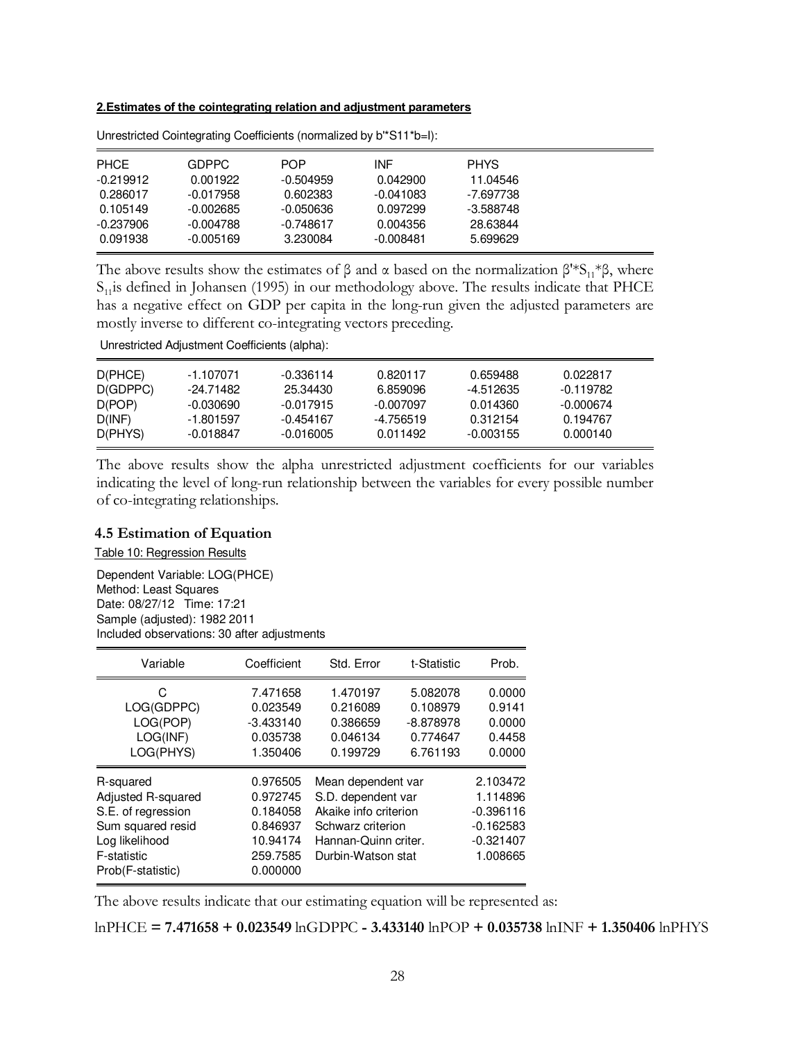**2.Estimates of the cointegrating relation and adjustment parameters**

Unrestricted Cointegrating Coefficients (normalized by b'*S11*b=I):

| PHCE | GDPPC | POP | INF | PHYS |
|---|---|---|---|---|
| -0.219912 | 0.001922 | -0.504959 | 0.042900 | 11.04546 |
| 0.286017 | -0.017958 | 0.602383 | -0.041083 | -7.697738 |
| 0.105149 | -0.002685 | -0.050636 | 0.097299 | -3.588748 |
| -0.237906 | -0.004788 | -0.748617 | 0.004356 | 28.63844 |
| 0.091938 | -0.005169 | 3.230084 | -0.008481 | 5.699629 |

The above results show the estimates of $\beta$ and $\alpha$ based on the normalization $\beta' * S_{11} * \beta$, where $S_{11}$ is defined in Johansen (1995) in our methodology above. The results indicate that PHCE has a negative effect on GDP per capita in the long-run given the adjusted parameters are mostly inverse to different co-integrating vectors preceding.

Unrestricted Adjustment Coefficients (alpha):

| | | | | | |
|---|---|---|---|---|---|
| D(PHCE) | -1.107071 | -0.336114 | 0.820117 | 0.659488 | 0.022817 |
| D(GDPPC) | -24.71482 | 25.34430 | 6.859096 | -4.512635 | -0.119782 |
| D(POP) | -0.030690 | -0.017915 | -0.007097 | 0.014360 | -0.000674 |
| D(INF) | -1.801597 | -0.454167 | -4.756519 | 0.312154 | 0.194767 |
| D(PHYS) | -0.018847 | -0.016005 | 0.011492 | -0.003155 | 0.000140 |

The above results show the alpha unrestricted adjustment coefficients for our variables indicating the level of long-run relationship between the variables for every possible number of co-integrating relationships.

### 4.5 Estimation of Equation

Table 10: Regression Results

Dependent Variable: LOG(PHCE)
Method: Least Squares
Date: 08/27/12 Time: 17:21
Sample (adjusted): 1982 2011
Included observations: 30 after adjustments

| Variable | Coefficient | Std. Error | t-Statistic | Prob. |
|---|---|---|---|---|
| C | 7.471658 | 1.470197 | 5.082078 | 0.0000 |
| LOG(GDPPC) | 0.023549 | 0.216089 | 0.108979 | 0.9141 |
| LOG(POP) | -3.433140 | 0.386659 | -8.878978 | 0.0000 |
| LOG(INF) | 0.035738 | 0.046134 | 0.774647 | 0.4458 |
| LOG(PHYS) | 1.350406 | 0.199729 | 6.761193 | 0.0000 |

| | | | |
|---|---|---|---|
| R-squared | 0.976505 | Mean dependent var | 2.103472 |
| Adjusted R-squared | 0.972745 | S.D. dependent var | 1.114896 |
| S.E. of regression | 0.184058 | Akaike info criterion | -0.396116 |
| Sum squared resid | 0.846937 | Schwarz criterion | -0.162583 |
| Log likelihood | 10.94174 | Hannan-Quinn criter. | -0.321407 |
| F-statistic | 259.7585 | Durbin-Watson stat | 1.008665 |
| Prob(F-statistic) | 0.000000 | | |

The above results indicate that our estimating equation will be represented as:

lnPHCE **= 7.471658 + 0.023549** lnGDPPC **- 3.433140** lnPOP **+ 0.035738** lnINF **+ 1.350406** lnPHYS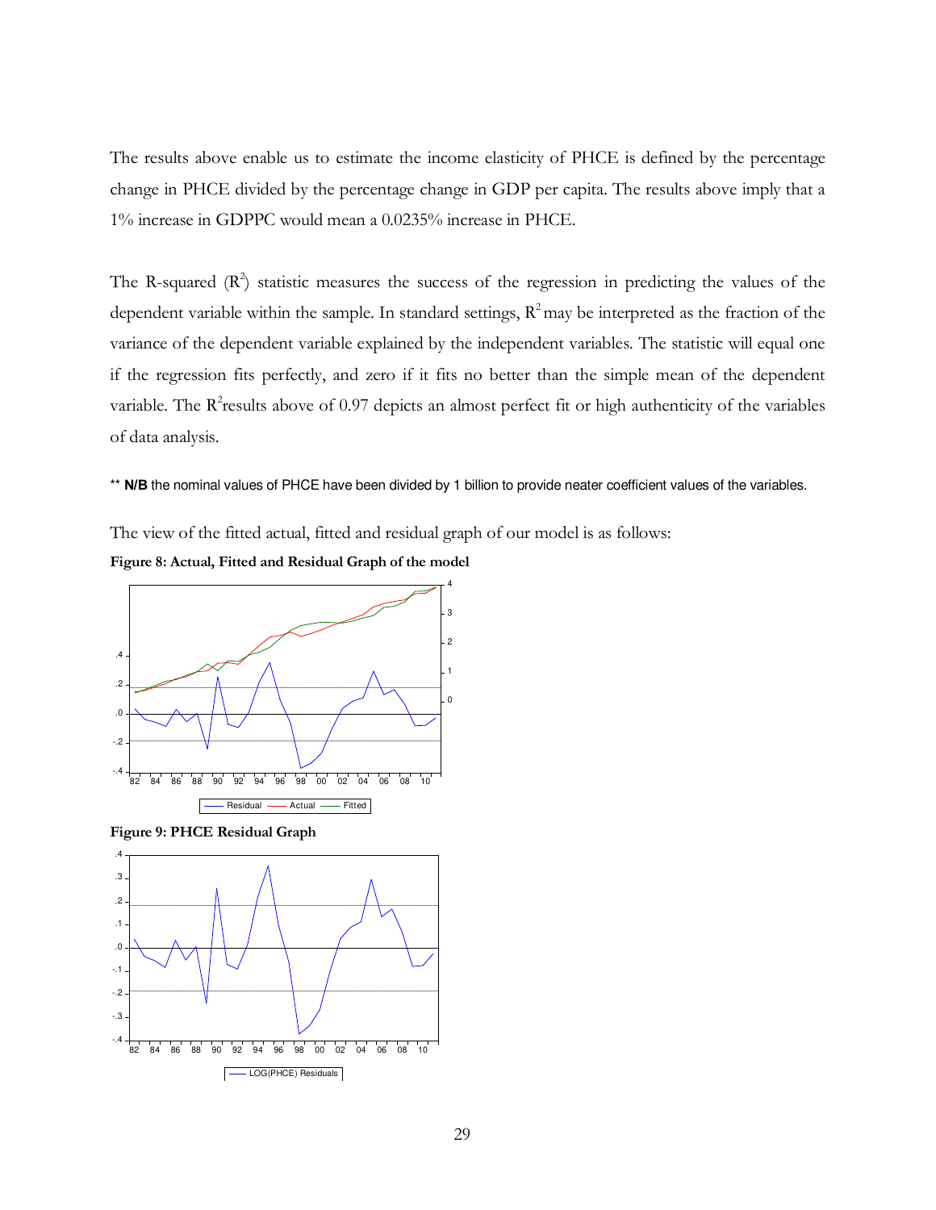The results above enable us to estimate the income elasticity of PHCE is defined by the percentage change in PHCE divided by the percentage change in GDP per capita. The results above imply that a 1% increase in GDPPC would mean a 0.0235% increase in PHCE.

The R-squared ($R^2$) statistic measures the success of the regression in predicting the values of the dependent variable within the sample. In standard settings, $R^2$ may be interpreted as the fraction of the variance of the dependent variable explained by the independent variables. The statistic will equal one if the regression fits perfectly, and zero if it fits no better than the simple mean of the dependent variable. The $R^2$results above of 0.97 depicts an almost perfect fit or high authenticity of the variables of data analysis.

** **N/B** the nominal values of PHCE have been divided by 1 billion to provide neater coefficient values of the variables.

The view of the fitted actual, fitted and residual graph of our model is as follows:

**Figure 8: Actual, Fitted and Residual Graph of the model**

**Figure 9: PHCE Residual Graph**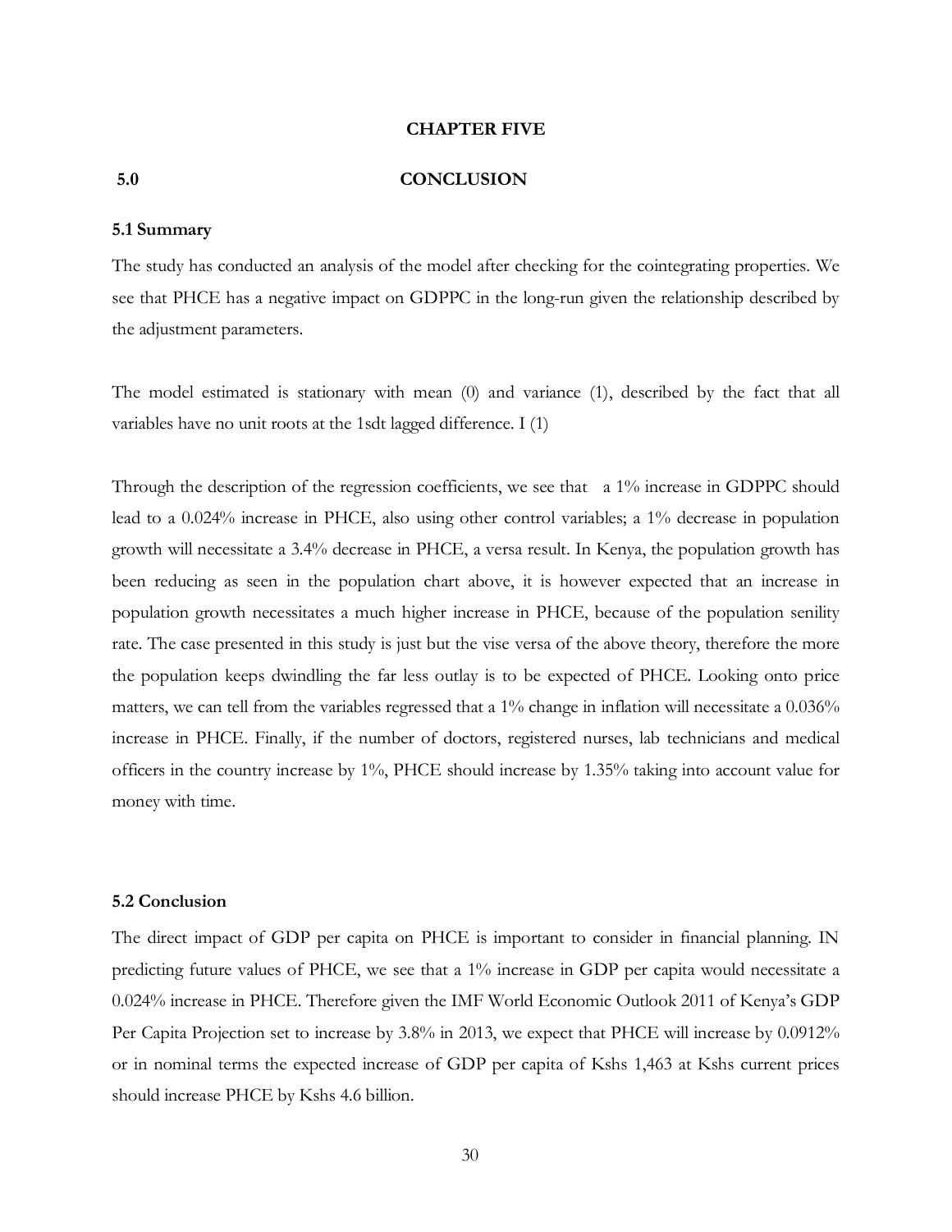# CHAPTER FIVE

## 5.0 CONCLUSION

### 5.1 Summary

The study has conducted an analysis of the model after checking for the cointegrating properties. We see that PHCE has a negative impact on GDPPC in the long-run given the relationship described by the adjustment parameters.

The model estimated is stationary with mean (0) and variance (1), described by the fact that all variables have no unit roots at the 1sdt lagged difference. I (1)

Through the description of the regression coefficients, we see that a 1% increase in GDPPC should lead to a 0.024% increase in PHCE, also using other control variables; a 1% decrease in population growth will necessitate a 3.4% decrease in PHCE, a versa result. In Kenya, the population growth has been reducing as seen in the population chart above, it is however expected that an increase in population growth necessitates a much higher increase in PHCE, because of the population senility rate. The case presented in this study is just but the vise versa of the above theory, therefore the more the population keeps dwindling the far less outlay is to be expected of PHCE. Looking onto price matters, we can tell from the variables regressed that a 1% change in inflation will necessitate a 0.036% increase in PHCE. Finally, if the number of doctors, registered nurses, lab technicians and medical officers in the country increase by 1%, PHCE should increase by 1.35% taking into account value for money with time.

### 5.2 Conclusion

The direct impact of GDP per capita on PHCE is important to consider in financial planning. IN predicting future values of PHCE, we see that a 1% increase in GDP per capita would necessitate a 0.024% increase in PHCE. Therefore given the IMF World Economic Outlook 2011 of Kenya's GDP Per Capita Projection set to increase by 3.8% in 2013, we expect that PHCE will increase by 0.0912% or in nominal terms the expected increase of GDP per capita of Kshs 1,463 at Kshs current prices should increase PHCE by Kshs 4.6 billion.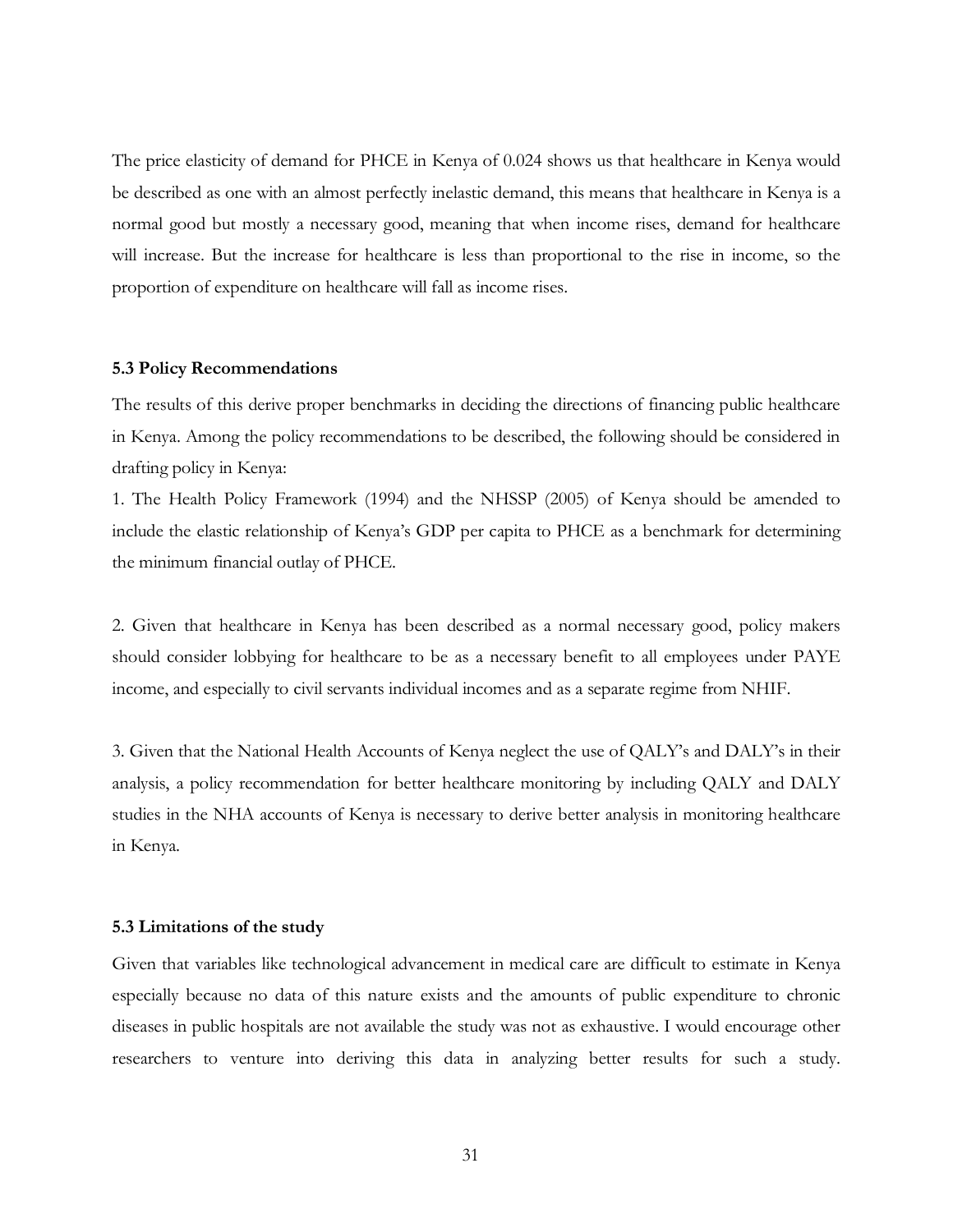The price elasticity of demand for PHCE in Kenya of 0.024 shows us that healthcare in Kenya would be described as one with an almost perfectly inelastic demand, this means that healthcare in Kenya is a normal good but mostly a necessary good, meaning that when income rises, demand for healthcare will increase. But the increase for healthcare is less than proportional to the rise in income, so the proportion of expenditure on healthcare will fall as income rises.

### 5.3 Policy Recommendations

The results of this derive proper benchmarks in deciding the directions of financing public healthcare in Kenya. Among the policy recommendations to be described, the following should be considered in drafting policy in Kenya:

1. The Health Policy Framework (1994) and the NHSSP (2005) of Kenya should be amended to include the elastic relationship of Kenya's GDP per capita to PHCE as a benchmark for determining the minimum financial outlay of PHCE.

2. Given that healthcare in Kenya has been described as a normal necessary good, policy makers should consider lobbying for healthcare to be as a necessary benefit to all employees under PAYE income, and especially to civil servants individual incomes and as a separate regime from NHIF.

3. Given that the National Health Accounts of Kenya neglect the use of QALY's and DALY's in their analysis, a policy recommendation for better healthcare monitoring by including QALY and DALY studies in the NHA accounts of Kenya is necessary to derive better analysis in monitoring healthcare in Kenya.

### 5.3 Limitations of the study

Given that variables like technological advancement in medical care are difficult to estimate in Kenya especially because no data of this nature exists and the amounts of public expenditure to chronic diseases in public hospitals are not available the study was not as exhaustive. I would encourage other researchers to venture into deriving this data in analyzing better results for such a study.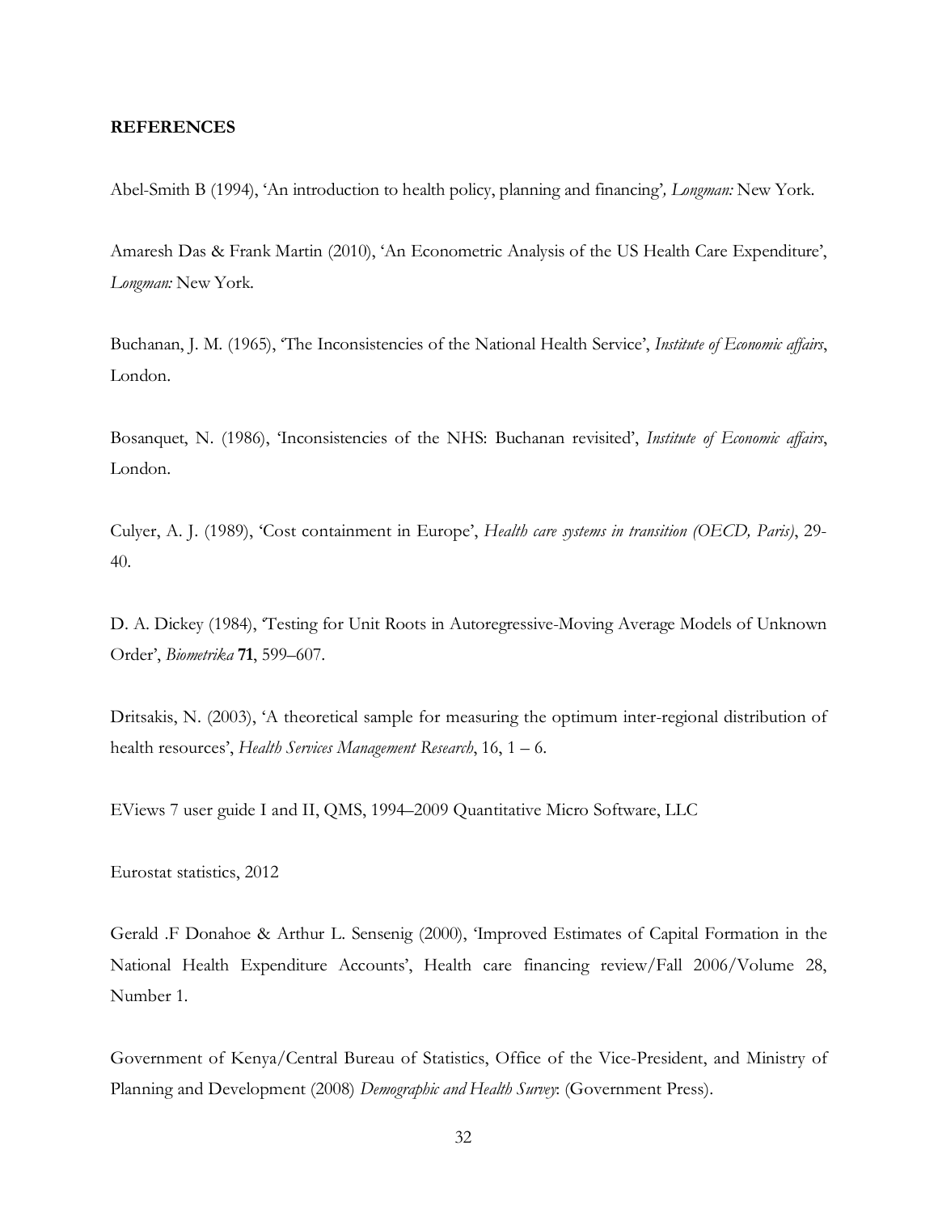**REFERENCES**

Abel-Smith B (1994), 'An introduction to health policy, planning and financing', *Longman:* New York.

Amaresh Das & Frank Martin (2010), 'An Econometric Analysis of the US Health Care Expenditure', *Longman:* New York.

Buchanan, J. M. (1965), 'The Inconsistencies of the National Health Service', *Institute of Economic affairs*, London.

Bosanquet, N. (1986), 'Inconsistencies of the NHS: Buchanan revisited', *Institute of Economic affairs*, London.

Culyer, A. J. (1989), 'Cost containment in Europe', *Health care systems in transition (OECD, Paris)*, 29-40.

D. A. Dickey (1984), 'Testing for Unit Roots in Autoregressive-Moving Average Models of Unknown Order', *Biometrika* **71**, 599–607.

Dritsakis, N. (2003), 'A theoretical sample for measuring the optimum inter-regional distribution of health resources', *Health Services Management Research*, 16, 1 – 6.

EViews 7 user guide I and II, QMS, 1994–2009 Quantitative Micro Software, LLC

Eurostat statistics, 2012

Gerald .F Donahoe & Arthur L. Sensenig (2000), 'Improved Estimates of Capital Formation in the National Health Expenditure Accounts', Health care financing review/Fall 2006/Volume 28, Number 1.

Government of Kenya/Central Bureau of Statistics, Office of the Vice-President, and Ministry of Planning and Development (2008) *Demographic and Health Survey*: (Government Press).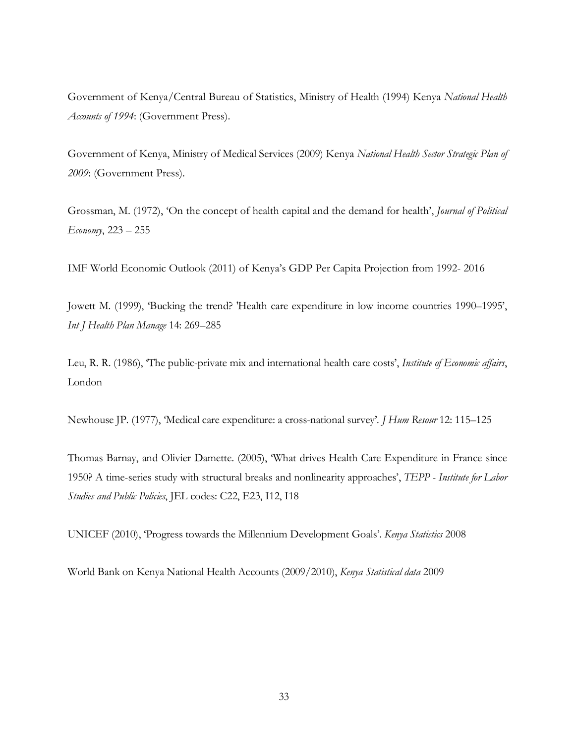Government of Kenya/Central Bureau of Statistics, Ministry of Health (1994) Kenya *National Health Accounts of 1994*: (Government Press).

Government of Kenya, Ministry of Medical Services (2009) Kenya *National Health Sector Strategic Plan of 2009*: (Government Press).

Grossman, M. (1972), 'On the concept of health capital and the demand for health', *Journal of Political Economy*, 223 – 255

IMF World Economic Outlook (2011) of Kenya's GDP Per Capita Projection from 1992- 2016

Jowett M. (1999), 'Bucking the trend? 'Health care expenditure in low income countries 1990–1995', *Int J Health Plan Manage* 14: 269–285

Leu, R. R. (1986), 'The public-private mix and international health care costs', *Institute of Economic affairs*, London

Newhouse JP. (1977), 'Medical care expenditure: a cross-national survey'. *J Hum Resour* 12: 115–125

Thomas Barnay, and Olivier Damette. (2005), 'What drives Health Care Expenditure in France since 1950? A time-series study with structural breaks and nonlinearity approaches', *TEPP - Institute for Labor Studies and Public Policies*, JEL codes: C22, E23, I12, I18

UNICEF (2010), 'Progress towards the Millennium Development Goals'. *Kenya Statistics* 2008

World Bank on Kenya National Health Accounts (2009/2010), *Kenya Statistical data* 2009